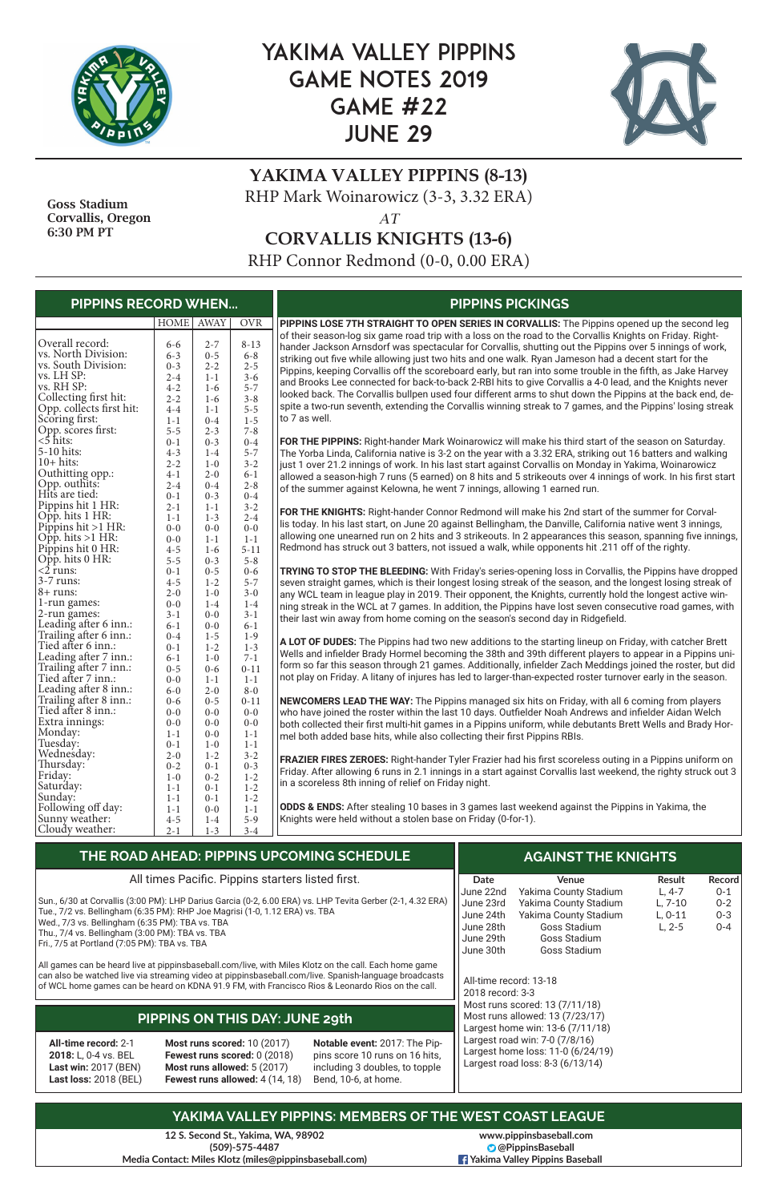# YAKIMA VALLEY PIPPINS GAME NOTES 2019 GAME #22 JUNE 29

**Goss Stadium**
**Corvallis, Oregon**
**6:30 PM PT**

## YAKIMA VALLEY PIPPINS (8-13)
RHP Mark Woinarowicz (3-3, 3.32 ERA)

*AT*

## CORVALLIS KNIGHTS (13-6)
RHP Connor Redmond (0-0, 0.00 ERA)

## PIPPINS RECORD WHEN...

| | HOME | AWAY | OVR |
|---|---|---|---|
| Overall record: | 6-6 | 2-7 | 8-13 |
| vs. North Division: | 6-3 | 0-5 | 6-8 |
| vs. South Division: | 0-3 | 2-2 | 2-5 |
| vs. LH SP: | 2-4 | 1-1 | 3-6 |
| vs. RH SP: | 4-2 | 1-6 | 5-7 |
| Collecting first hit: | 2-2 | 1-6 | 3-8 |
| Opp. collects first hit: | 4-4 | 1-1 | 5-5 |
| Scoring first: | 1-1 | 0-4 | 1-5 |
| Opp. scores first: | 5-5 | 2-3 | 7-8 |
| <5 hits: | 0-1 | 0-3 | 0-4 |
| 5-10 hits: | 4-3 | 1-4 | 5-7 |
| 10+ hits: | 2-2 | 1-0 | 3-2 |
| Outhitting opp.: | 4-1 | 2-0 | 6-1 |
| Opp. outhits: | 2-4 | 0-4 | 2-8 |
| Hits are tied: | 0-1 | 0-3 | 0-4 |
| Pippins hit 1 HR: | 2-1 | 1-1 | 3-2 |
| Opp. hits 1 HR: | 1-1 | 1-3 | 2-4 |
| Pippins hit >1 HR: | 0-0 | 0-0 | 0-0 |
| Opp. hits >1 HR: | 0-0 | 1-1 | 1-1 |
| Pippins hit 0 HR: | 4-5 | 1-6 | 5-11 |
| Opp. hits 0 HR: | 5-5 | 0-3 | 5-8 |
| <2 runs: | 0-1 | 0-5 | 0-6 |
| 3-7 runs: | 4-5 | 1-2 | 5-7 |
| 8+ runs: | 2-0 | 1-0 | 3-0 |
| 1-run games: | 0-0 | 1-4 | 1-4 |
| 2-run games: | 3-1 | 0-0 | 3-1 |
| Leading after 6 inn.: | 6-1 | 0-0 | 6-1 |
| Trailing after 6 inn.: | 0-4 | 1-5 | 1-9 |
| Tied after 6 inn.: | 0-1 | 1-2 | 1-3 |
| Leading after 7 inn.: | 6-1 | 1-0 | 7-1 |
| Trailing after 7 inn.: | 0-5 | 0-6 | 0-11 |
| Tied after 7 inn.: | 0-0 | 1-1 | 1-1 |
| Leading after 8 inn.: | 6-0 | 2-0 | 8-0 |
| Trailing after 8 inn.: | 0-6 | 0-5 | 0-11 |
| Tied after 8 inn.: | 0-0 | 0-0 | 0-0 |
| Extra innings: | 0-0 | 0-0 | 0-0 |
| Monday: | 1-1 | 0-0 | 1-1 |
| Tuesday: | 1-1 | 1-0 | 1-1 |
| Wednesday: | 2-0 | 1-2 | 3-2 |
| Thursday: | 0-2 | 0-1 | 0-3 |
| Friday: | 1-0 | 0-2 | 1-2 |
| Saturday: | 1-1 | 0-1 | 1-2 |
| Sunday: | 1-1 | 0-1 | 1-2 |
| Following off day: | 1-1 | 0-0 | 1-1 |
| Sunny weather: | 4-5 | 1-4 | 5-9 |
| Cloudy weather: | 2-1 | 1-3 | 3-4 |

## PIPPINS PICKINGS

**PIPPINS LOSE 7TH STRAIGHT TO OPEN SERIES IN CORVALLIS:** The Pippins opened up the second leg of their season-log six game road trip with a loss on the road to the Corvallis Knights on Friday. Right-hander Jackson Arnsdorf was spectacular for Corvallis, shutting out the Pippins over 5 innings of work, striking out five while allowing just two hits and one walk. Ryan Jameson had a decent start for the Pippins, keeping Corvallis off the scoreboard early, but ran into some trouble in the fifth, as Jake Harvey and Brooks Lee connected for back-to-back 2-RBI hits to give Corvallis a 4-0 lead, and the Knights never looked back. The Corvallis bullpen used four different arms to shut down the Pippins at the back end, despite a two-run seventh, extending the Corvallis winning streak to 7 games, and the Pippins' losing streak to 7 as well.

**FOR THE PIPPINS:** Right-hander Mark Woinarowicz will make his third start of the season on Saturday. The Yorba Linda, California native is 3-2 on the year with a 3.32 ERA, striking out 16 batters and walking just 1 over 21.2 innings of work. In his last start against Corvallis on Monday in Yakima, Woinarowicz allowed a season-high 7 runs (5 earned) on 8 hits and 5 strikeouts over 4 innings of work. In his first start of the summer against Kelowna, he went 7 innings, allowing 1 earned run.

**FOR THE KNIGHTS:** Right-hander Connor Redmond will make his 2nd start of the summer for Corvallis today. In his last start, on June 20 against Bellingham, the Danville, California native went 3 innings, allowing one unearned run on 2 hits and 3 strikeouts. In 2 appearances this season, spanning five innings, Redmond has struck out 3 batters, not issued a walk, while opponents hit .211 off of the righty.

**TRYING TO STOP THE BLEEDING:** With Friday's series-opening loss in Corvallis, the Pippins have dropped seven straight games, which is their longest losing streak of the season, and the longest losing streak of any WCL team in league play in 2019. Their opponent, the Knights, currently hold the longest active winning streak in the WCL at 7 games. In addition, the Pippins have lost seven consecutive road games, with their last win away from home coming on the season's second day in Ridgefield.

**A LOT OF DUDES:** The Pippins had two new additions to the starting lineup on Friday, with catcher Brett Wells and infielder Brady Hormel becoming the 38th and 39th different players to appear in a Pippins uniform so far this season through 21 games. Additionally, infielder Zach Meddings joined the roster, but did not play on Friday. A litany of injures has led to larger-than-expected roster turnover early in the season.

**NEWCOMERS LEAD THE WAY:** The Pippins managed six hits on Friday, with all 6 coming from players who have joined the roster within the last 10 days. Outfielder Noah Andrews and infielder Aidan Welch both collected their first multi-hit games in a Pippins uniform, while debutants Brett Wells and Brady Hormel both added base hits, while also collecting their first Pippins RBIs.

**FRAZIER FIRES ZEROES:** Right-hander Tyler Frazier had his first scoreless outing in a Pippins uniform on Friday. After allowing 6 runs in 2.1 innings in a start against Corvallis last weekend, the righty struck out 3 in a scoreless 8th inning of relief on Friday night.

**ODDS & ENDS:** After stealing 10 bases in 3 games last weekend against the Pippins in Yakima, the Knights were held without a stolen base on Friday (0-for-1).

## THE ROAD AHEAD: PIPPINS UPCOMING SCHEDULE

All times Pacific. Pippins starters listed first.

Sun., 6/30 at Corvallis (3:00 PM): LHP Darius Garcia (0-2, 6.00 ERA) vs. LHP Tevita Gerber (2-1, 4.32 ERA)
Tue., 7/2 vs. Bellingham (6:35 PM): RHP Joe Magrisi (1-0, 1.12 ERA) vs. TBA
Wed., 7/3 vs. Bellingham (6:35 PM): TBA vs. TBA
Thu., 7/4 vs. Bellingham (3:00 PM): TBA vs. TBA
Fri., 7/5 at Portland (7:05 PM): TBA vs. TBA

All games can be heard live at pippinsbaseball.com/live, with Miles Klotz on the call. Each home game can also be watched live via streaming video at pippinsbaseball.com/live. Spanish-language broadcasts of WCL home games can be heard on KDNA 91.9 FM, with Francisco Rios & Leonardo Rios on the call.

## AGAINST THE KNIGHTS

| Date | Venue | Result | Record |
|---|---|---|---|
| June 22nd | Yakima County Stadium | L, 4-7 | 0-1 |
| June 23rd | Yakima County Stadium | L, 7-10 | 0-2 |
| June 24th | Yakima County Stadium | L, 0-11 | 0-3 |
| June 28th | Goss Stadium | L, 2-5 | 0-4 |
| June 29th | Goss Stadium | | |
| June 30th | Goss Stadium | | |

All-time record: 13-18
2018 record: 3-3
Most runs scored: 13 (7/11/18)
Most runs allowed: 13 (7/23/17)
Largest home win: 13-6 (7/11/18)
Largest road win: 7-0 (7/8/16)
Largest home loss: 11-0 (6/24/19)
Largest road loss: 8-3 (6/13/14)

## PIPPINS ON THIS DAY: JUNE 29th

**All-time record:** 2-1
**2018:** L, 0-4 vs. BEL
**Last win:** 2017 (BEN)
**Last loss:** 2018 (BEL)

**Most runs scored:** 10 (2017)
**Fewest runs scored:** 0 (2018)
**Most runs allowed:** 5 (2017)
**Fewest runs allowed:** 4 (14, 18)

**Notable event:** 2017: The Pippins score 10 runs on 16 hits, including 3 doubles, to topple Bend, 10-6, at home.

## YAKIMA VALLEY PIPPINS: MEMBERS OF THE WEST COAST LEAGUE

12 S. Second St., Yakima, WA, 98902
(509)-575-4487
Media Contact: Miles Klotz (miles@pippinsbaseball.com)

www.pippinsbaseball.com
@PippinsBaseball
Yakima Valley Pippins Baseball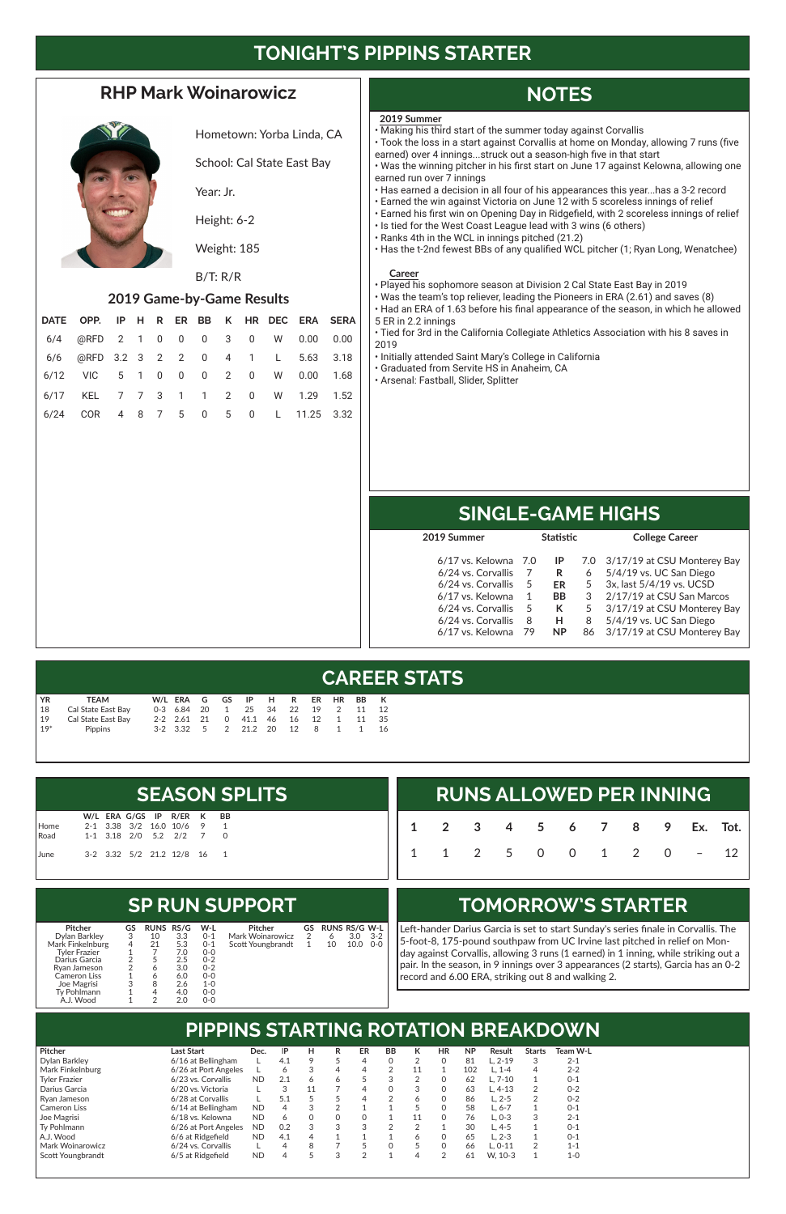# TONIGHT'S PIPPINS STARTER

## RHP Mark Woinarowicz

Hometown: Yorba Linda, CA

School: Cal State East Bay

Year: Jr.

Height: 6-2

Weight: 185

B/T: R/R

### 2019 Game-by-Game Results

| DATE | OPP. | IP | H | R | ER | BB | K | HR | DEC | ERA | SERA |
|---|---|---|---|---|---|---|---|---|---|---|---|
| 6/4 | @RFD | 2 | 1 | 0 | 0 | 0 | 3 | 0 | W | 0.00 | 0.00 |
| 6/6 | @RFD | 3.2 | 3 | 2 | 2 | 0 | 4 | 1 | L | 5.63 | 3.18 |
| 6/12 | VIC | 5 | 1 | 0 | 0 | 0 | 2 | 0 | W | 0.00 | 1.68 |
| 6/17 | KEL | 7 | 7 | 3 | 1 | 1 | 2 | 0 | W | 1.29 | 1.52 |
| 6/24 | COR | 4 | 8 | 7 | 5 | 0 | 5 | 0 | L | 11.25 | 3.32 |

## NOTES

**2019 Summer**

- Making his third start of the summer today against Corvallis
- Took the loss in a start against Corvallis at home on Monday, allowing 7 runs (five earned) over 4 innings...struck out a season-high five in that start
- Was the winning pitcher in his first start on June 17 against Kelowna, allowing one earned run over 7 innings
- Has earned a decision in all four of his appearances this year...has a 3-2 record
- Earned the win against Victoria on June 12 with 5 scoreless innings of relief
- Earned his first win on Opening Day in Ridgefield, with 2 scoreless innings of relief
- Is tied for the West Coast League lead with 3 wins (6 others)
- Ranks 4th in the WCL in innings pitched (21.2)
- Has the t-2nd fewest BBs of any qualified WCL pitcher (1; Ryan Long, Wenatchee)

**Career**

- Played his sophomore season at Division 2 Cal State East Bay in 2019
- Was the team's top reliever, leading the Pioneers in ERA (2.61) and saves (8)
- Had an ERA of 1.63 before his final appearance of the season, in which he allowed 5 ER in 2.2 innings
- Tied for 3rd in the California Collegiate Athletics Association with his 8 saves in 2019
- Initially attended Saint Mary's College in California
- Graduated from Servite HS in Anaheim, CA
- Arsenal: Fastball, Slider, Splitter

## SINGLE-GAME HIGHS

| 2019 Summer | | Statistic | | College Career |
|---|---|---|---|---|
| 6/17 vs. Kelowna | 7.0 | IP | 7.0 | 3/17/19 at CSU Monterey Bay |
| 6/24 vs. Corvallis | 7 | R | 6 | 5/4/19 vs. UC San Diego |
| 6/24 vs. Corvallis | 5 | ER | 5 | 3x, last 5/4/19 vs. UCSD |
| 6/17 vs. Kelowna | 1 | BB | 3 | 2/17/19 at CSU San Marcos |
| 6/24 vs. Corvallis | 5 | K | 5 | 3/17/19 at CSU Monterey Bay |
| 6/24 vs. Corvallis | 8 | H | 8 | 5/4/19 vs. UC San Diego |
| 6/17 vs. Kelowna | 79 | NP | 86 | 3/17/19 at CSU Monterey Bay |

## CAREER STATS

| YR | TEAM | W/L | ERA | G | GS | IP | H | R | ER | HR | BB | K |
|---|---|---|---|---|---|---|---|---|---|---|---|---|
| 18 | Cal State East Bay | 0-3 | 6.84 | 20 | 1 | 25 | 34 | 22 | 19 | 2 | 11 | 12 |
| 19 | Cal State East Bay | 2-2 | 2.61 | 21 | 0 | 41.1 | 46 | 16 | 12 | 1 | 11 | 35 |
| 19* | Pippins | 3-2 | 3.32 | 5 | 2 | 21.2 | 20 | 12 | 8 | 1 | 1 | 16 |

## SEASON SPLITS

| | W/L | ERA | G/GS | IP | R/ER | K | BB |
|---|---|---|---|---|---|---|---|
| Home | 2-1 | 3.38 | 3/2 | 16.0 | 10/6 | 9 | 1 |
| Road | 1-1 | 3.18 | 2/0 | 5.2 | 2/2 | 7 | 0 |
| June | 3-2 | 3.32 | 5/2 | 21.2 | 12/8 | 16 | 1 |

## RUNS ALLOWED PER INNING

| 1 | 2 | 3 | 4 | 5 | 6 | 7 | 8 | 9 | Ex. | Tot. |
|---|---|---|---|---|---|---|---|---|---|---|
| 1 | 1 | 2 | 5 | 0 | 0 | 1 | 2 | 0 | – | 12 |

## SP RUN SUPPORT

| Pitcher | GS | RUNS | RS/G | W-L |
|---|---|---|---|---|
| Dylan Barkley | 3 | 10 | 3.3 | 0-1 |
| Mark Finkelnburg | 4 | 21 | 5.3 | 0-1 |
| Tyler Frazier | 1 | 7 | 7.0 | 0-0 |
| Darius Garcia | 2 | 5 | 2.5 | 0-2 |
| Ryan Jameson | 2 | 6 | 3.0 | 0-2 |
| Cameron Liss | 1 | 6 | 6.0 | 0-0 |
| Joe Magrisi | 3 | 8 | 2.6 | 1-0 |
| Ty Pohlmann | 1 | 4 | 4.0 | 0-0 |
| A.J. Wood | 1 | 2 | 2.0 | 0-0 |
| Mark Woinarowicz | 2 | 6 | 3.0 | 3-2 |
| Scott Youngbrandt | 1 | 10 | 10.0 | 0-0 |

## TOMORROW'S STARTER

Left-hander Darius Garcia is set to start Sunday's series finale in Corvallis. The 5-foot-8, 175-pound southpaw from UC Irvine last pitched in relief on Monday against Corvallis, allowing 3 runs (1 earned) in 1 inning, while striking out a pair. In the season, in 9 innings over 3 appearances (2 starts), Garcia has an 0-2 record and 6.00 ERA, striking out 8 and walking 2.

## PIPPINS STARTING ROTATION BREAKDOWN

| Pitcher | Last Start | Dec. | IP | H | R | ER | BB | K | HR | NP | Result | Starts | Team W-L |
|---|---|---|---|---|---|---|---|---|---|---|---|---|---|
| Dylan Barkley | 6/16 at Bellingham | L | 4.1 | 9 | 5 | 4 | 0 | 2 | 0 | 81 | L, 2-19 | 3 | 2-1 |
| Mark Finkelnburg | 6/26 at Port Angeles | L | 6 | 3 | 4 | 4 | 2 | 11 | 1 | 102 | L, 1-4 | 4 | 2-2 |
| Tyler Frazier | 6/23 vs. Corvallis | ND | 2.1 | 6 | 6 | 5 | 3 | 2 | 0 | 62 | L, 7-10 | 1 | 0-1 |
| Darius Garcia | 6/20 vs. Victoria | L | 3 | 11 | 7 | 4 | 0 | 3 | 0 | 63 | L, 4-13 | 2 | 0-2 |
| Ryan Jameson | 6/28 at Corvallis | L | 5.1 | 5 | 5 | 4 | 2 | 6 | 0 | 86 | L, 2-5 | 2 | 0-2 |
| Cameron Liss | 6/14 at Bellingham | ND | 4 | 3 | 2 | 1 | 1 | 5 | 0 | 58 | L, 6-7 | 1 | 0-1 |
| Joe Magrisi | 6/18 vs. Kelowna | ND | 6 | 0 | 0 | 0 | 1 | 11 | 0 | 76 | L, 0-3 | 3 | 2-1 |
| Ty Pohlmann | 6/26 at Port Angeles | ND | 0.2 | 3 | 3 | 3 | 2 | 2 | 1 | 30 | L, 4-5 | 1 | 0-1 |
| A.J. Wood | 6/6 at Ridgefield | ND | 4.1 | 4 | 1 | 1 | 1 | 6 | 0 | 65 | L, 2-3 | 1 | 0-1 |
| Mark Woinarowicz | 6/24 vs. Corvallis | L | 4 | 8 | 7 | 5 | 0 | 5 | 0 | 66 | L, 0-11 | 2 | 1-1 |
| Scott Youngbrandt | 6/5 at Ridgefield | ND | 4 | 5 | 3 | 2 | 1 | 4 | 2 | 61 | W, 10-3 | 1 | 1-0 |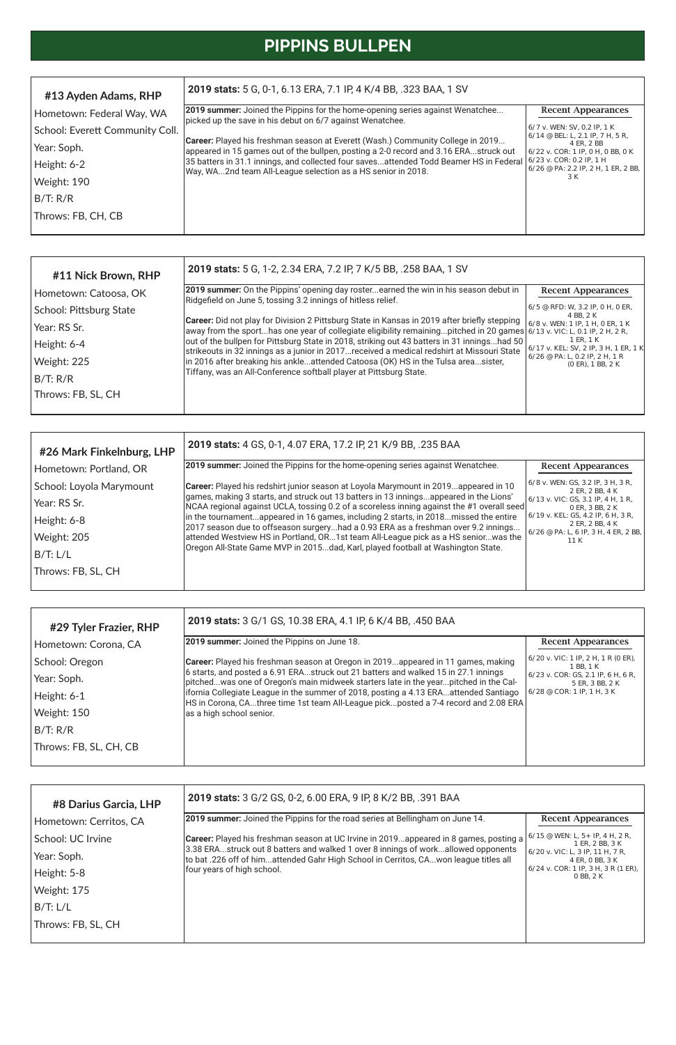# PIPPINS BULLPEN

## #13 Ayden Adams, RHP

Hometown: Federal Way, WA
School: Everett Community Coll.
Year: Soph.
Height: 6-2
Weight: 190
B/T: R/R
Throws: FB, CH, CB

**2019 stats:** 5 G, 0-1, 6.13 ERA, 7.1 IP, 4 K/4 BB, .323 BAA, 1 SV

**2019 summer:** Joined the Pippins for the home-opening series against Wenatchee...picked up the save in his debut on 6/7 against Wenatchee.

**Career:** Played his freshman season at Everett (Wash.) Community College in 2019...appeared in 15 games out of the bullpen, posting a 2-0 record and 3.16 ERA...struck out 35 batters in 31.1 innings, and collected four saves...attended Todd Beamer HS in Federal Way, WA...2nd team All-League selection as a HS senior in 2018.

**Recent Appearances**

- 6/7 v. WEN: SV, 0.2 IP, 1 K
- 6/14 @ BEL: L, 2.1 IP, 7 H, 5 R, 4 ER, 2 BB
- 6/22 v. COR: 1 IP, 0 H, 0 BB, 0 K
- 6/23 v. COR: 0.2 IP, 1 H
- 6/26 @ PA: 2.2 IP, 2 H, 1 ER, 2 BB, 3 K

## #11 Nick Brown, RHP

Hometown: Catoosa, OK
School: Pittsburg State
Year: RS Sr.
Height: 6-4
Weight: 225
B/T: R/R
Throws: FB, SL, CH

**2019 stats:** 5 G, 1-2, 2.34 ERA, 7.2 IP, 7 K/5 BB, .258 BAA, 1 SV

**2019 summer:** On the Pippins' opening day roster...earned the win in his season debut in Ridgefield on June 5, tossing 3.2 innings of hitless relief.

**Career:** Did not play for Division 2 Pittsburg State in Kansas in 2019 after briefly stepping away from the sport...has one year of collegiate eligibility remaining...pitched in 20 games out of the bullpen for Pittsburg State in 2018, striking out 43 batters in 31 innings...had 50 strikeouts in 32 innings as a junior in 2017...received a medical redshirt at Missouri State in 2016 after breaking his ankle...attended Catoosa (OK) HS in the Tulsa area...sister, Tiffany, was an All-Conference softball player at Pittsburg State.

**Recent Appearances**

- 6/5 @ RFD: W, 3.2 IP, 0 H, 0 ER, 4 BB, 2 K
- 6/8 v. WEN: 1 IP, 1 H, 0 ER, 1 K
- 6/13 v. VIC: L, 0.1 IP, 2 H, 2 R, 1 ER, 1 K
- 6/17 v. KEL: SV, 2 IP, 3 H, 1 ER, 1 K
- 6/26 @ PA: L, 0.2 IP, 2 H, 1 R (0 ER), 1 BB, 2 K

## #26 Mark Finkelnburg, LHP

Hometown: Portland, OR
School: Loyola Marymount
Year: RS Sr.
Height: 6-8
Weight: 205
B/T: L/L
Throws: FB, SL, CH

**2019 stats:** 4 GS, 0-1, 4.07 ERA, 17.2 IP, 21 K/9 BB, .235 BAA

**2019 summer:** Joined the Pippins for the home-opening series against Wenatchee.

**Career:** Played his redshirt junior season at Loyola Marymount in 2019...appeared in 10 games, making 3 starts, and struck out 13 batters in 13 innings...appeared in the Lions' NCAA regional against UCLA, tossing 0.2 of a scoreless inning against the #1 overall seed in the tournament...appeared in 16 games, including 2 starts, in 2018...missed the entire 2017 season due to offseason surgery...had a 0.93 ERA as a freshman over 9.2 innings...attended Westview HS in Portland, OR...1st team All-League pick as a HS senior...was the Oregon All-State Game MVP in 2015...dad, Karl, played football at Washington State.

**Recent Appearances**

- 6/8 v. WEN: GS, 3.2 IP, 3 H, 3 R, 2 ER, 2 BB, 4 K
- 6/13 v. VIC: GS, 3.1 IP, 4 H, 1 R, 0 ER, 3 BB, 2 K
- 6/19 v. KEL: GS, 4.2 IP, 6 H, 3 R, 2 ER, 2 BB, 4 K
- 6/26 @ PA: L, 6 IP, 3 H, 4 ER, 2 BB, 11 K

## #29 Tyler Frazier, RHP

Hometown: Corona, CA
School: Oregon
Year: Soph.
Height: 6-1
Weight: 150
B/T: R/R
Throws: FB, SL, CH, CB

**2019 stats:** 3 G/1 GS, 10.38 ERA, 4.1 IP, 6 K/4 BB, .450 BAA

**2019 summer:** Joined the Pippins on June 18.

**Career:** Played his freshman season at Oregon in 2019...appeared in 11 games, making 6 starts, and posted a 6.91 ERA...struck out 21 batters and walked 15 in 27.1 innings pitched...was one of Oregon's main midweek starters late in the year...pitched in the California Collegiate League in the summer of 2018, posting a 4.13 ERA...attended Santiago HS in Corona, CA...three time 1st team All-League pick...posted a 7-4 record and 2.08 ERA as a high school senior.

**Recent Appearances**

- 6/20 v. VIC: 1 IP, 2 H, 1 R (0 ER), 1 BB, 1 K
- 6/23 v. COR: GS, 2.1 IP, 6 H, 6 R, 5 ER, 3 BB, 2 K
- 6/28 @ COR: 1 IP, 1 H, 3 K

## #8 Darius Garcia, LHP

Hometown: Cerritos, CA
School: UC Irvine
Year: Soph.
Height: 5-8
Weight: 175
B/T: L/L
Throws: FB, SL, CH

**2019 stats:** 3 G/2 GS, 0-2, 6.00 ERA, 9 IP, 8 K/2 BB, .391 BAA

**2019 summer:** Joined the Pippins for the road series at Bellingham on June 14.

**Career:** Played his freshman season at UC Irvine in 2019...appeared in 8 games, posting a 3.38 ERA...struck out 8 batters and walked 1 over 8 innings of work...allowed opponents to bat .226 off of him...attended Gahr High School in Cerritos, CA...won league titles all four years of high school.

**Recent Appearances**

- 6/15 @ WEN: L, 5+ IP, 4 H, 2 R, 1 ER, 2 BB, 3 K
- 6/20 v. VIC: L, 3 IP, 11 H, 7 R, 4 ER, 0 BB, 3 K
- 6/24 v. COR: 1 IP, 3 H, 3 R (1 ER), 0 BB, 2 K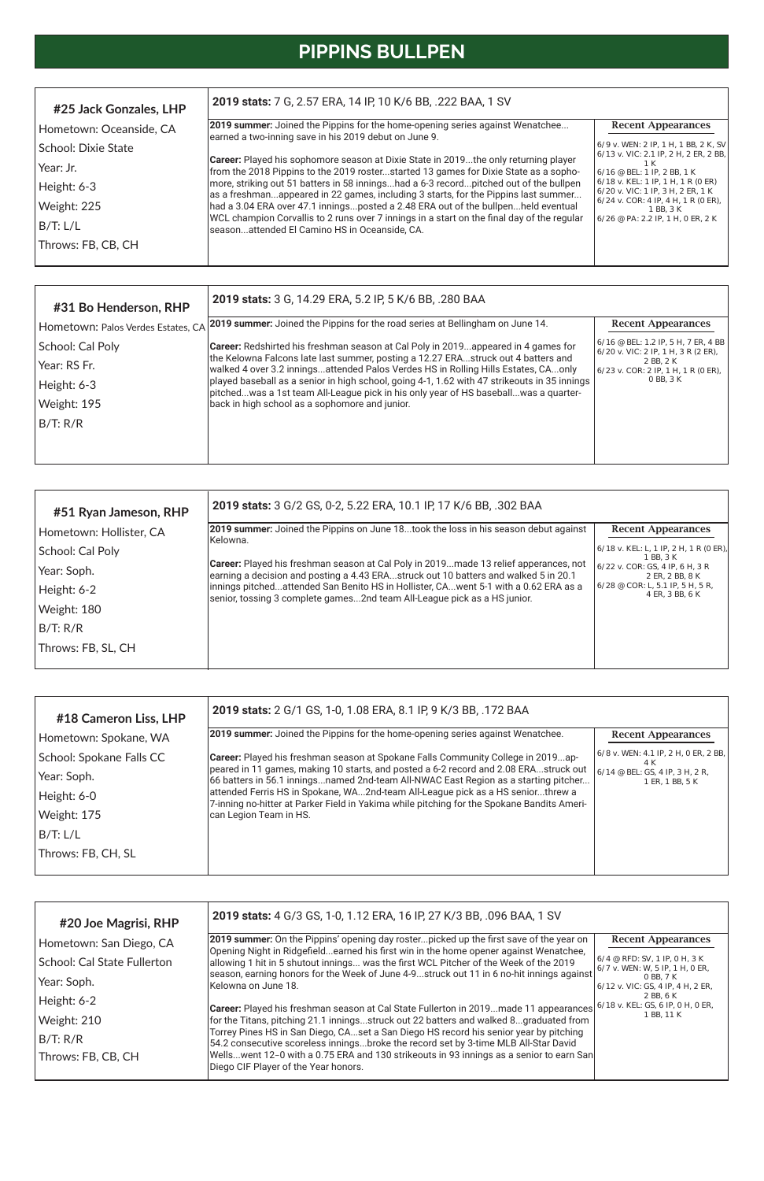# PIPPINS BULLPEN

## #25 Jack Gonzales, LHP

Hometown: Oceanside, CA
School: Dixie State
Year: Jr.
Height: 6-3
Weight: 225
B/T: L/L
Throws: FB, CB, CH

**2019 stats:** 7 G, 2.57 ERA, 14 IP, 10 K/6 BB, .222 BAA, 1 SV

**2019 summer:** Joined the Pippins for the home-opening series against Wenatchee... earned a two-inning save in his 2019 debut on June 9.

**Career:** Played his sophomore season at Dixie State in 2019...the only returning player from the 2018 Pippins to the 2019 roster...started 13 games for Dixie State as a sophomore, striking out 51 batters in 58 innings...had a 6-3 record...pitched out of the bullpen as a freshman...appeared in 22 games, including 3 starts, for the Pippins last summer... had a 3.04 ERA over 47.1 innings...posted a 2.48 ERA out of the bullpen...held eventual WCL champion Corvallis to 2 runs over 7 innings in a start on the final day of the regular season...attended El Camino HS in Oceanside, CA.

**Recent Appearances**
- 6/9 v. WEN: 2 IP, 1 H, 1 BB, 2 K, SV
- 6/13 v. VIC: 2.1 IP, 2 H, 2 ER, 2 BB, 1 K
- 6/16 @ BEL: 1 IP, 2 BB, 1 K
- 6/18 v. KEL: 1 IP, 1 H, 1 R (0 ER)
- 6/20 v. VIC: 1 IP, 3 H, 2 ER, 1 K
- 6/24 v. COR: 4 IP, 4 H, 1 R (0 ER), 1 BB, 3 K
- 6/26 @ PA: 2.2 IP, 1 H, 0 ER, 2 K

## #31 Bo Henderson, RHP

Hometown: Palos Verdes Estates, CA
School: Cal Poly
Year: RS Fr.
Height: 6-3
Weight: 195
B/T: R/R

**2019 stats:** 3 G, 14.29 ERA, 5.2 IP, 5 K/6 BB, .280 BAA

**2019 summer:** Joined the Pippins for the road series at Bellingham on June 14.

**Career:** Redshirted his freshman season at Cal Poly in 2019...appeared in 4 games for the Kelowna Falcons late last summer, posting a 12.27 ERA...struck out 4 batters and walked 4 over 3.2 innings...attended Palos Verdes HS in Rolling Hills Estates, CA...only played baseball as a senior in high school, going 4-1, 1.62 with 47 strikeouts in 35 innings pitched...was a 1st team All-League pick in his only year of HS baseball...was a quarterback in high school as a sophomore and junior.

**Recent Appearances**
- 6/16 @ BEL: 1.2 IP, 5 H, 7 ER, 4 BB
- 6/20 v. VIC: 2 IP, 1 H, 3 R (2 ER), 2 BB, 2 K
- 6/23 v. COR: 2 IP, 1 H, 1 R (0 ER), 0 BB, 3 K

## #51 Ryan Jameson, RHP

Hometown: Hollister, CA
School: Cal Poly
Year: Soph.
Height: 6-2
Weight: 180
B/T: R/R
Throws: FB, SL, CH

**2019 stats:** 3 G/2 GS, 0-2, 5.22 ERA, 10.1 IP, 17 K/6 BB, .302 BAA

**2019 summer:** Joined the Pippins on June 18...took the loss in his season debut against Kelowna.

**Career:** Played his freshman season at Cal Poly in 2019...made 13 relief apperances, not earning a decision and posting a 4.43 ERA...struck out 10 batters and walked 5 in 20.1 innings pitched...attended San Benito HS in Hollister, CA...went 5-1 with a 0.62 ERA as a senior, tossing 3 complete games...2nd team All-League pick as a HS junior.

**Recent Appearances**
- 6/18 v. KEL: L, 1 IP, 2 H, 1 R (0 ER), 1 BB, 3 K
- 6/22 v. COR: GS, 4 IP, 6 H, 3 R
- 6/28 @ COR: L, 5.1 IP, 5 H, 5 R, 4 ER, 3 BB, 6 K

## #18 Cameron Liss, LHP

Hometown: Spokane, WA
School: Spokane Falls CC
Year: Soph.
Height: 6-0
Weight: 175
B/T: L/L
Throws: FB, CH, SL

**2019 stats:** 2 G/1 GS, 1-0, 1.08 ERA, 8.1 IP, 9 K/3 BB, .172 BAA

**2019 summer:** Joined the Pippins for the home-opening series against Wenatchee.

**Career:** Played his freshman season at Spokane Falls Community College in 2019...appeared in 11 games, making 10 starts, and posted a 6-2 record and 2.08 ERA...struck out 66 batters in 56.1 innings...named 2nd-team All-NWAC East Region as a starting pitcher... attended Ferris HS in Spokane, WA...2nd-team All-League pick as a HS senior...threw a 7-inning no-hitter at Parker Field in Yakima while pitching for the Spokane Bandits American Legion Team in HS.

**Recent Appearances**
- 6/8 v. WEN: 4.1 IP, 2 H, 0 ER, 2 BB, 4 K
- 6/14 @ BEL: GS, 4 IP, 3 H, 2 R, 1 ER, 1 BB, 5 K

## #20 Joe Magrisi, RHP

Hometown: San Diego, CA
School: Cal State Fullerton
Year: Soph.
Height: 6-2
Weight: 210
B/T: R/R
Throws: FB, CB, CH

**2019 stats:** 4 G/3 GS, 1-0, 1.12 ERA, 16 IP, 27 K/3 BB, .096 BAA, 1 SV

**2019 summer:** On the Pippins' opening day roster...picked up the first save of the year on Opening Night in Ridgefield...earned his first win in the home opener against Wenatchee, allowing 1 hit in 5 shutout innings... was the first WCL Pitcher of the Week of the 2019 season, earning honors for the Week of June 4-9...struck out 11 in 6 no-hit innings against Kelowna on June 18.

**Career:** Played his freshman season at Cal State Fullerton in 2019...made 11 appearances for the Titans, pitching 21.1 innings...struck out 22 batters and walked 8...graduated from Torrey Pines HS in San Diego, CA...set a San Diego HS record his senior year by pitching 54.2 consecutive scoreless innings...broke the record set by 3-time MLB All-Star David Wells...went 12-0 with a 0.75 ERA and 130 strikeouts in 93 innings as a senior to earn San Diego CIF Player of the Year honors.

**Recent Appearances**
- 6/4 @ RFD: SV, 1 IP, 0 H, 3 K
- 6/7 v. WEN: W, 5 IP, 1 H, 0 ER, 0 BB, 7 K
- 6/12 v. VIC: GS, 4 IP, 4 H, 2 ER, 2 BB, 6 K
- 6/18 v. KEL: GS, 6 IP, 0 H, 0 ER, 1 BB, 11 K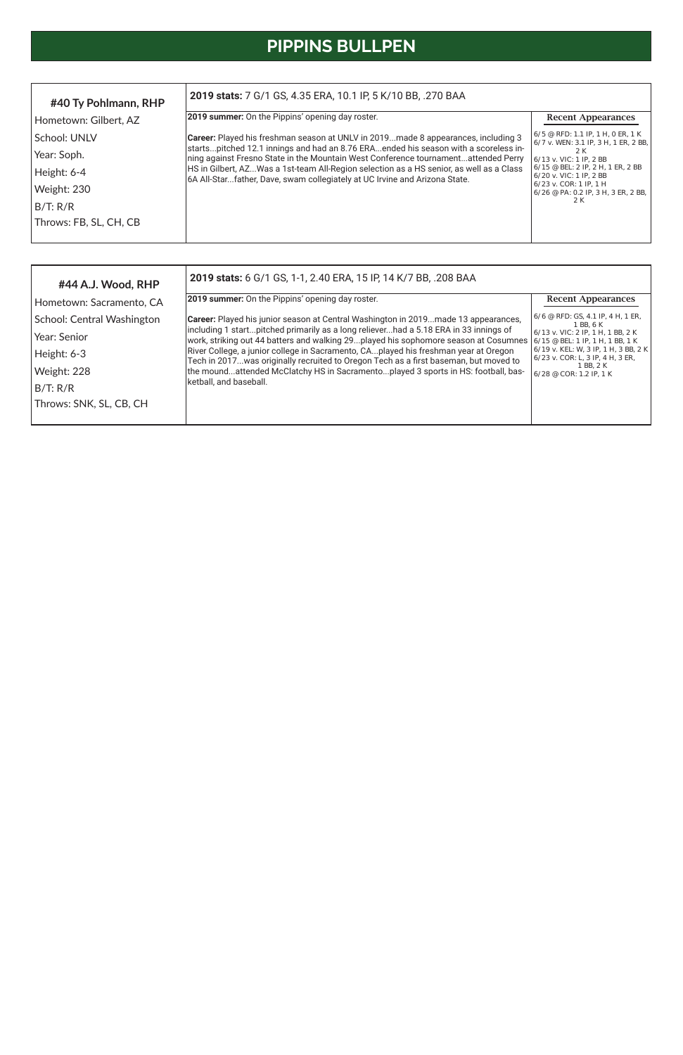# PIPPINS BULLPEN

## #40 Ty Pohlmann, RHP

Hometown: Gilbert, AZ

School: UNLV

Year: Soph.

Height: 6-4

Weight: 230

B/T: R/R

Throws: FB, SL, CH, CB

**2019 stats:** 7 G/1 GS, 4.35 ERA, 10.1 IP, 5 K/10 BB, .270 BAA

**2019 summer:** On the Pippins' opening day roster.

**Career:** Played his freshman season at UNLV in 2019...made 8 appearances, including 3 starts...pitched 12.1 innings and had an 8.76 ERA...ended his season with a scoreless inning against Fresno State in the Mountain West Conference tournament...attended Perry HS in Gilbert, AZ...Was a 1st-team All-Region selection as a HS senior, as well as a Class 6A All-Star...father, Dave, swam collegiately at UC Irvine and Arizona State.

**Recent Appearances**

6/5 @ RFD: 1.1 IP, 1 H, 0 ER, 1 K
6/7 v. WEN: 3.1 IP, 3 H, 1 ER, 2 BB, 2 K
6/13 v. VIC: 1 IP, 2 BB
6/15 @ BEL: 2 IP, 2 H, 1 ER, 2 BB
6/20 v. VIC: 1 IP, 2 BB
6/23 v. COR: 1 IP, 1 H
6/26 @ PA: 0.2 IP, 3 H, 3 ER, 2 BB, 2 K

## #44 A.J. Wood, RHP

Hometown: Sacramento, CA

School: Central Washington

Year: Senior

Height: 6-3

Weight: 228

B/T: R/R

Throws: SNK, SL, CB, CH

**2019 stats:** 6 G/1 GS, 1-1, 2.40 ERA, 15 IP, 14 K/7 BB, .208 BAA

**2019 summer:** On the Pippins' opening day roster.

**Career:** Played his junior season at Central Washington in 2019...made 13 appearances, including 1 start...pitched primarily as a long reliever...had a 5.18 ERA in 33 innings of work, striking out 44 batters and walking 29...played his sophomore season at Cosumnes River College, a junior college in Sacramento, CA...played his freshman year at Oregon Tech in 2017...was originally recruited to Oregon Tech as a first baseman, but moved to the mound...attended McClatchy HS in Sacramento...played 3 sports in HS: football, basketball, and baseball.

**Recent Appearances**

6/6 @ RFD: GS, 4.1 IP, 4 H, 1 ER, 1 BB, 6 K
6/13 v. VIC: 2 IP, 1 H, 1 BB, 2 K
6/15 @ BEL: 1 IP, 1 H, 1 BB, 1 K
6/19 v. KEL: W, 3 IP, 1 H, 3 BB, 2 K
6/23 v. COR: L, 3 IP, 4 H, 3 ER, 1 BB, 2 K
6/28 @ COR: 1.2 IP, 1 K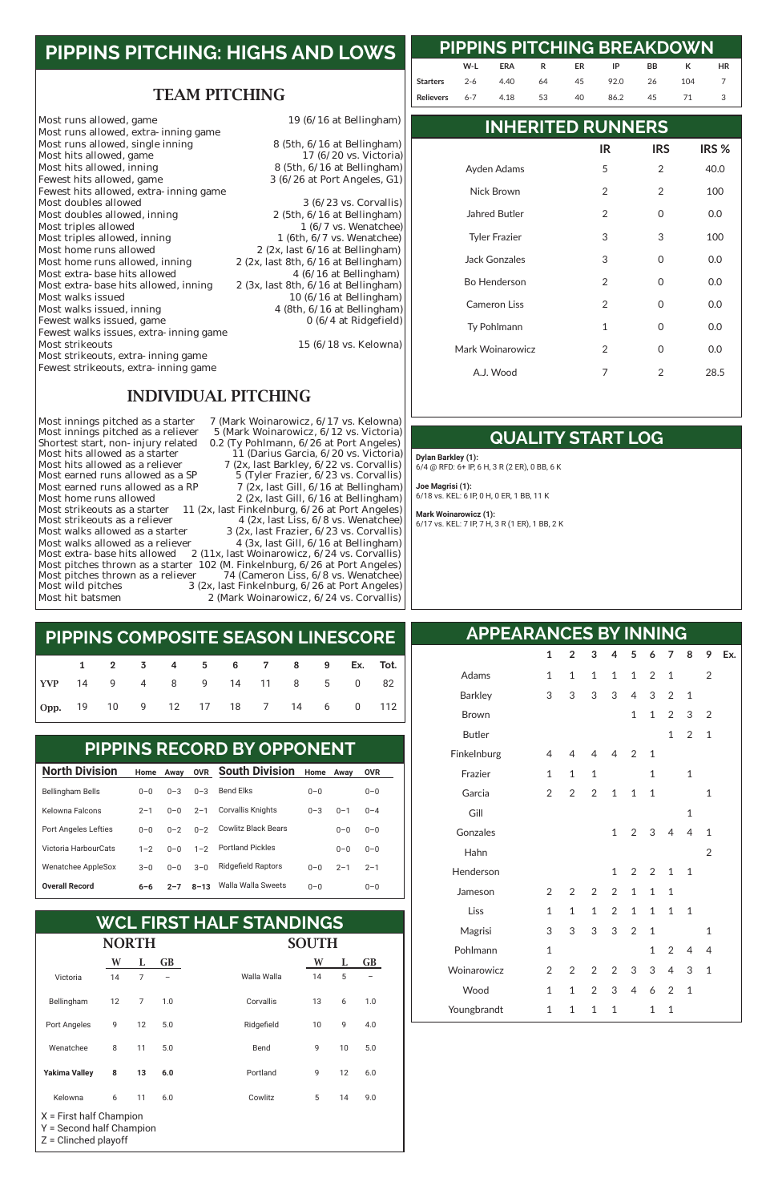# PIPPINS PITCHING: HIGHS AND LOWS

## TEAM PITCHING

| | |
|---|---|
| Most runs allowed, game | 19 (6/16 at Bellingham) |
| Most runs allowed, extra-inning game | |
| Most runs allowed, single inning | 8 (5th, 6/16 at Bellingham) |
| Most hits allowed, game | 17 (6/20 vs. Victoria) |
| Most hits allowed, inning | 8 (5th, 6/16 at Bellingham) |
| Fewest hits allowed, game | 3 (6/26 at Port Angeles, G1) |
| Fewest hits allowed, extra-inning game | |
| Most doubles allowed | 3 (6/23 vs. Corvallis) |
| Most doubles allowed, inning | 2 (5th, 6/16 at Bellingham) |
| Most triples allowed | 1 (6/7 vs. Wenatchee) |
| Most triples allowed, inning | 1 (6th, 6/7 vs. Wenatchee) |
| Most home runs allowed | 2 (2x, last 6/16 at Bellingham) |
| Most home runs allowed, inning | 2 (2x, last 8th, 6/16 at Bellingham) |
| Most extra-base hits allowed | 4 (6/16 at Bellingham) |
| Most extra-base hits allowed, inning | 2 (3x, last 8th, 6/16 at Bellingham) |
| Most walks issued | 10 (6/16 at Bellingham) |
| Most walks issued, inning | 4 (8th, 6/16 at Bellingham) |
| Fewest walks issued, game | 0 (6/4 at Ridgefield) |
| Fewest walks issues, extra-inning game | |
| Most strikeouts | 15 (6/18 vs. Kelowna) |
| Most strikeouts, extra-inning game | |
| Fewest strikeouts, extra-inning game | |

## INDIVIDUAL PITCHING

| | |
|---|---|
| Most innings pitched as a starter | 7 (Mark Woinarowicz, 6/17 vs. Kelowna) |
| Most innings pitched as a reliever | 5 (Mark Woinarowicz, 6/12 vs. Victoria) |
| Shortest start, non-injury related | 0.2 (Ty Pohlmann, 6/26 at Port Angeles) |
| Most hits allowed as a starter | 11 (Darius Garcia, 6/20 vs. Victoria) |
| Most hits allowed as a reliever | 7 (2x, last Barkley, 6/22 vs. Corvallis) |
| Most earned runs allowed as a SP | 5 (Tyler Frazier, 6/23 vs. Corvallis) |
| Most earned runs allowed as a RP | 7 (2x, last Gill, 6/16 at Bellingham) |
| Most home runs allowed | 2 (2x, last Gill, 6/16 at Bellingham) |
| Most strikeouts as a starter | 11 (2x, last Finkelnburg, 6/26 at Port Angeles) |
| Most strikeouts as a reliever | 4 (2x, last Liss, 6/8 vs. Wenatchee) |
| Most walks allowed as a starter | 3 (2x, last Frazier, 6/23 vs. Corvallis) |
| Most walks allowed as a reliever | 4 (3x, last Gill, 6/16 at Bellingham) |
| Most extra-base hits allowed | 2 (11x, last Woinarowicz, 6/24 vs. Corvallis) |
| Most pitches thrown as a starter | 102 (M. Finkelnburg, 6/26 at Port Angeles) |
| Most pitches thrown as a reliever | 74 (Cameron Liss, 6/8 vs. Wenatchee) |
| Most wild pitches | 3 (2x, last Finkelnburg, 6/26 at Port Angeles) |
| Most hit batsmen | 2 (Mark Woinarowicz, 6/24 vs. Corvallis) |

# PIPPINS PITCHING BREAKDOWN

| | W-L | ERA | R | ER | IP | BB | K | HR |
|---|---|---|---|---|---|---|---|---|
| Starters | 2-6 | 4.40 | 64 | 45 | 92.0 | 26 | 104 | 7 |
| Relievers | 6-7 | 4.18 | 53 | 40 | 86.2 | 45 | 71 | 3 |

# INHERITED RUNNERS

| | IR | IRS | IRS % |
|---|---|---|---|
| Ayden Adams | 5 | 2 | 40.0 |
| Nick Brown | 2 | 2 | 100 |
| Jahred Butler | 2 | 0 | 0.0 |
| Tyler Frazier | 3 | 3 | 100 |
| Jack Gonzales | 3 | 0 | 0.0 |
| Bo Henderson | 2 | 0 | 0.0 |
| Cameron Liss | 2 | 0 | 0.0 |
| Ty Pohlmann | 1 | 0 | 0.0 |
| Mark Woinarowicz | 2 | 0 | 0.0 |
| A.J. Wood | 7 | 2 | 28.5 |

# QUALITY START LOG

**Dylan Barkley (1):**
6/4 @ RFD: 6+ IP, 6 H, 3 R (2 ER), 0 BB, 6 K

**Joe Magrisi (1):**
6/18 vs. KEL: 6 IP, 0 H, 0 ER, 1 BB, 11 K

**Mark Woinarowicz (1):**
6/17 vs. KEL: 7 IP, 7 H, 3 R (1 ER), 1 BB, 2 K

# PIPPINS COMPOSITE SEASON LINESCORE

| | 1 | 2 | 3 | 4 | 5 | 6 | 7 | 8 | 9 | Ex. | Tot. |
|---|---|---|---|---|---|---|---|---|---|---|---|
| YVP | 14 | 9 | 4 | 8 | 9 | 14 | 11 | 8 | 5 | 0 | 82 |
| Opp. | 19 | 10 | 9 | 12 | 17 | 18 | 7 | 14 | 6 | 0 | 112 |

# APPEARANCES BY INNING

| | 1 | 2 | 3 | 4 | 5 | 6 | 7 | 8 | 9 | Ex. |
|---|---|---|---|---|---|---|---|---|---|---|
| Adams | 1 | 1 | 1 | 1 | 1 | 2 | 1 | | 2 | |
| Barkley | 3 | 3 | 3 | 3 | 4 | 3 | 2 | 1 | | |
| Brown | | | | | 1 | 1 | 2 | 3 | 2 | |
| Butler | | | | | | | 1 | 2 | 1 | |
| Finkelnburg | 4 | 4 | 4 | 4 | 2 | 1 | | | | |
| Frazier | 1 | 1 | 1 | | | 1 | | 1 | | |
| Garcia | 2 | 2 | 2 | 1 | 1 | 1 | | | 1 | |
| Gill | | | | | | | | 1 | | |
| Gonzales | | | | 1 | 2 | 3 | 4 | 4 | 1 | |
| Hahn | | | | | | | | | 2 | |
| Henderson | | | | 1 | 2 | 2 | 1 | 1 | | |
| Jameson | 2 | 2 | 2 | 2 | 1 | 1 | 1 | | | |
| Liss | 1 | 1 | 1 | 2 | 1 | 1 | 1 | 1 | | |
| Magrisi | 3 | 3 | 3 | 3 | 2 | 1 | | | 1 | |
| Pohlmann | 1 | | | | | 1 | 2 | 4 | 4 | |
| Woinarowicz | 2 | 2 | 2 | 2 | 3 | 3 | 4 | 3 | 1 | |
| Wood | 1 | 1 | 2 | 3 | 4 | 6 | 2 | 1 | | |
| Youngbrandt | 1 | 1 | 1 | 1 | | 1 | 1 | | | |

# PIPPINS RECORD BY OPPONENT

| North Division | Home | Away | OVR | South Division | Home | Away | OVR |
|---|---|---|---|---|---|---|---|
| Bellingham Bells | 0–0 | 0–3 | 0–3 | Bend Elks | 0–0 | | 0–0 |
| Kelowna Falcons | 2–1 | 0–0 | 2–1 | Corvallis Knights | 0–3 | 0–1 | 0–4 |
| Port Angeles Lefties | 0–0 | 0–2 | 0–2 | Cowlitz Black Bears | | 0–0 | 0–0 |
| Victoria HarbourCats | 1–2 | 0–0 | 1–2 | Portland Pickles | | 0–0 | 0–0 |
| Wenatchee AppleSox | 3–0 | 0–0 | 3–0 | Ridgefield Raptors | 0–0 | 2–1 | 2–1 |
| **Overall Record** | **6–6** | **2–7** | **8–13** | Walla Walla Sweets | 0–0 | | 0–0 |

# WCL FIRST HALF STANDINGS

| NORTH | W | L | GB | SOUTH | W | L | GB |
|---|---|---|---|---|---|---|---|
| Victoria | 14 | 7 | – | Walla Walla | 14 | 5 | – |
| Bellingham | 12 | 7 | 1.0 | Corvallis | 13 | 6 | 1.0 |
| Port Angeles | 9 | 12 | 5.0 | Ridgefield | 10 | 9 | 4.0 |
| Wenatchee | 8 | 11 | 5.0 | Bend | 9 | 10 | 5.0 |
| **Yakima Valley** | **8** | **13** | **6.0** | Portland | 9 | 12 | 6.0 |
| Kelowna | 6 | 11 | 6.0 | Cowlitz | 5 | 14 | 9.0 |

X = First half Champion
Y = Second half Champion
Z = Clinched playoff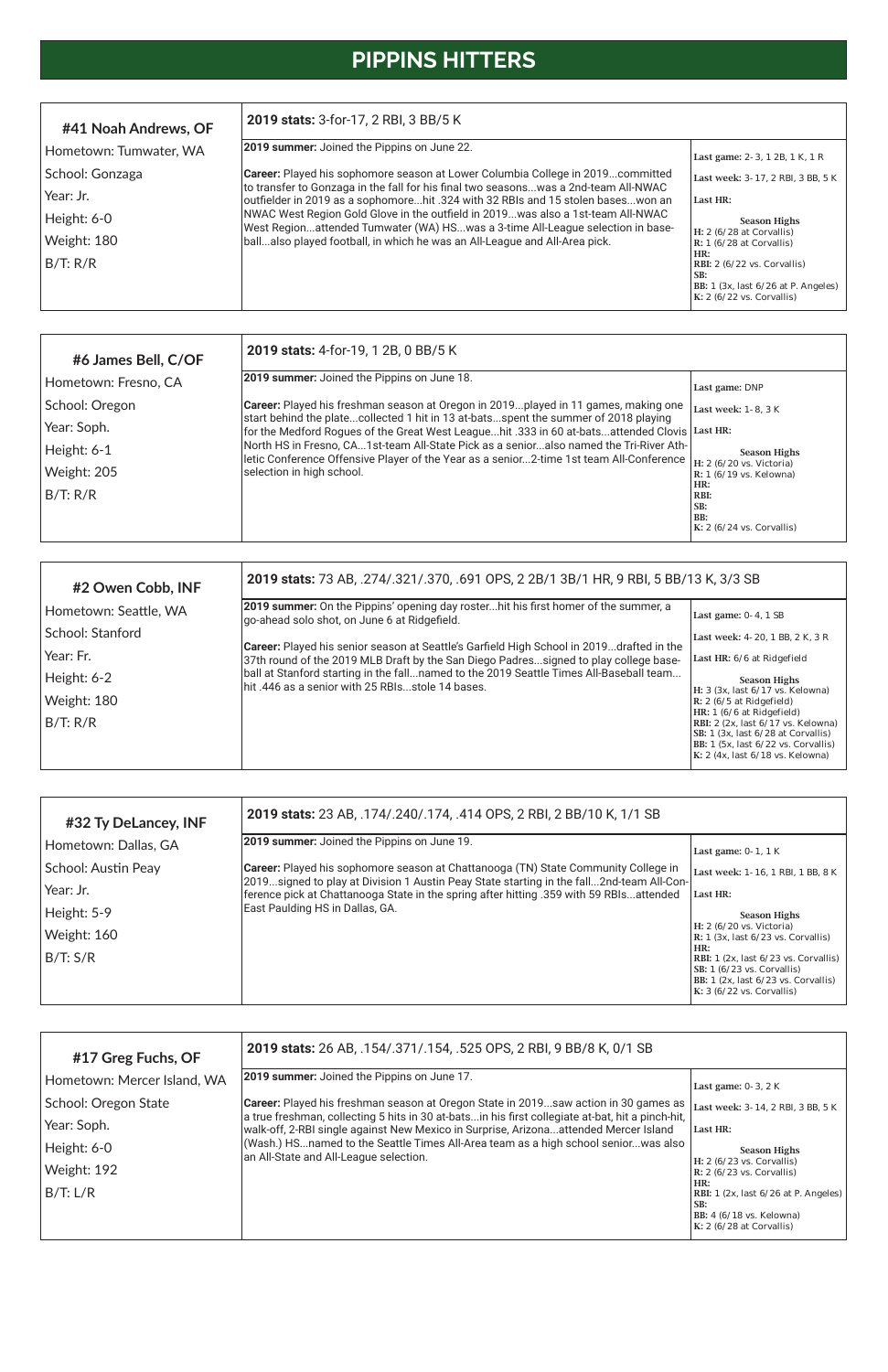# PIPPINS HITTERS

## #41 Noah Andrews, OF

Hometown: Tumwater, WA
School: Gonzaga
Year: Jr.
Height: 6-0
Weight: 180
B/T: R/R

**2019 stats:** 3-for-17, 2 RBI, 3 BB/5 K

**2019 summer:** Joined the Pippins on June 22.

**Career:** Played his sophomore season at Lower Columbia College in 2019...committed to transfer to Gonzaga in the fall for his final two seasons...was a 2nd-team All-NWAC outfielder in 2019 as a sophomore...hit .324 with 32 RBIs and 15 stolen bases...won an NWAC West Region Gold Glove in the outfield in 2019...was also a 1st-team All-NWAC West Region...attended Tumwater (WA) HS...was a 3-time All-League selection in baseball...also played football, in which he was an All-League and All-Area pick.

**Last game:** 2-3, 1 2B, 1 K, 1 R
**Last week:** 3-17, 2 RBI, 3 BB, 5 K
**Last HR:**

**Season Highs**
**H:** 2 (6/28 at Corvallis)
**R:** 1 (6/28 at Corvallis)
**HR:**
**RBI:** 2 (6/22 vs. Corvallis)
**SB:**
**BB:** 1 (3x, last 6/26 at P. Angeles)
**K:** 2 (6/22 vs. Corvallis)

## #6 James Bell, C/OF

Hometown: Fresno, CA
School: Oregon
Year: Soph.
Height: 6-1
Weight: 205
B/T: R/R

**2019 stats:** 4-for-19, 1 2B, 0 BB/5 K

**2019 summer:** Joined the Pippins on June 18.

**Career:** Played his freshman season at Oregon in 2019...played in 11 games, making one start behind the plate...collected 1 hit in 13 at-bats...spent the summer of 2018 playing for the Medford Rogues of the Great West League...hit .333 in 60 at-bats...attended Clovis North HS in Fresno, CA...1st-team All-State Pick as a senior...also named the Tri-River Athletic Conference Offensive Player of the Year as a senior...2-time 1st team All-Conference selection in high school.

**Last game:** DNP
**Last week:** 1-8, 3 K
**Last HR:**

**Season Highs**
**H:** 2 (6/20 vs. Victoria)
**R:** 1 (6/19 vs. Kelowna)
**HR:**
**RBI:**
**SB:**
**BB:**
**K:** 2 (6/24 vs. Corvallis)

## #2 Owen Cobb, INF

Hometown: Seattle, WA
School: Stanford
Year: Fr.
Height: 6-2
Weight: 180
B/T: R/R

**2019 stats:** 73 AB, .274/.321/.370, .691 OPS, 2 2B/1 3B/1 HR, 9 RBI, 5 BB/13 K, 3/3 SB

**2019 summer:** On the Pippins' opening day roster...hit his first homer of the summer, a go-ahead solo shot, on June 6 at Ridgefield.

**Career:** Played his senior season at Seattle's Garfield High School in 2019...drafted in the 37th round of the 2019 MLB Draft by the San Diego Padres...signed to play college baseball at Stanford starting in the fall...named to the 2019 Seattle Times All-Baseball team...hit .446 as a senior with 25 RBIs...stole 14 bases.

**Last game:** 0-4, 1 SB
**Last week:** 4-20, 1 BB, 2 K, 3 R
**Last HR:** 6/6 at Ridgefield

**Season Highs**
**H:** 3 (3x, last 6/17 vs. Kelowna)
**R:** 2 (6/5 at Ridgefield)
**HR:** 1 (6/6 at Ridgefield)
**RBI:** 2 (2x, last 6/17 vs. Kelowna)
**SB:** 1 (3x, last 6/28 at Corvallis)
**BB:** 1 (5x, last 6/22 vs. Corvallis)
**K:** 2 (4x, last 6/18 vs. Kelowna)

## #32 Ty DeLancey, INF

Hometown: Dallas, GA
School: Austin Peay
Year: Jr.
Height: 5-9
Weight: 160
B/T: S/R

**2019 stats:** 23 AB, .174/.240/.174, .414 OPS, 2 RBI, 2 BB/10 K, 1/1 SB

**2019 summer:** Joined the Pippins on June 19.

**Career:** Played his sophomore season at Chattanooga (TN) State Community College in 2019...signed to play at Division 1 Austin Peay State starting in the fall...2nd-team All-Conference pick at Chattanooga State in the spring after hitting .359 with 59 RBIs...attended East Paulding HS in Dallas, GA.

**Last game:** 0-1, 1 K
**Last week:** 1-16, 1 RBI, 1 BB, 8 K
**Last HR:**

**Season Highs**
**H:** 2 (6/20 vs. Victoria)
**R:** 1 (3x, last 6/23 vs. Corvallis)
**HR:**
**RBI:** 1 (2x, last 6/23 vs. Corvallis)
**SB:** 1 (6/23 vs. Corvallis)
**BB:** 1 (2x, last 6/23 vs. Corvallis)
**K:** 3 (6/22 vs. Corvallis)

## #17 Greg Fuchs, OF

Hometown: Mercer Island, WA
School: Oregon State
Year: Soph.
Height: 6-0
Weight: 192
B/T: L/R

**2019 stats:** 26 AB, .154/.371/.154, .525 OPS, 2 RBI, 9 BB/8 K, 0/1 SB

**2019 summer:** Joined the Pippins on June 17.

**Career:** Played his freshman season at Oregon State in 2019...saw action in 30 games as a true freshman, collecting 5 hits in 30 at-bats...in his first collegiate at-bat, hit a pinch-hit, walk-off, 2-RBI single against New Mexico in Surprise, Arizona...attended Mercer Island (Wash.) HS...named to the Seattle Times All-Area team as a high school senior...was also an All-State and All-League selection.

**Last game:** 0-3, 2 K
**Last week:** 3-14, 2 RBI, 3 BB, 5 K
**Last HR:**

**Season Highs**
**H:** 2 (6/23 vs. Corvallis)
**R:** 2 (6/23 vs. Corvallis)
**HR:**
**RBI:** 1 (2x, last 6/26 at P. Angeles)
**SB:**
**BB:** 4 (6/18 vs. Kelowna)
**K:** 2 (6/28 at Corvallis)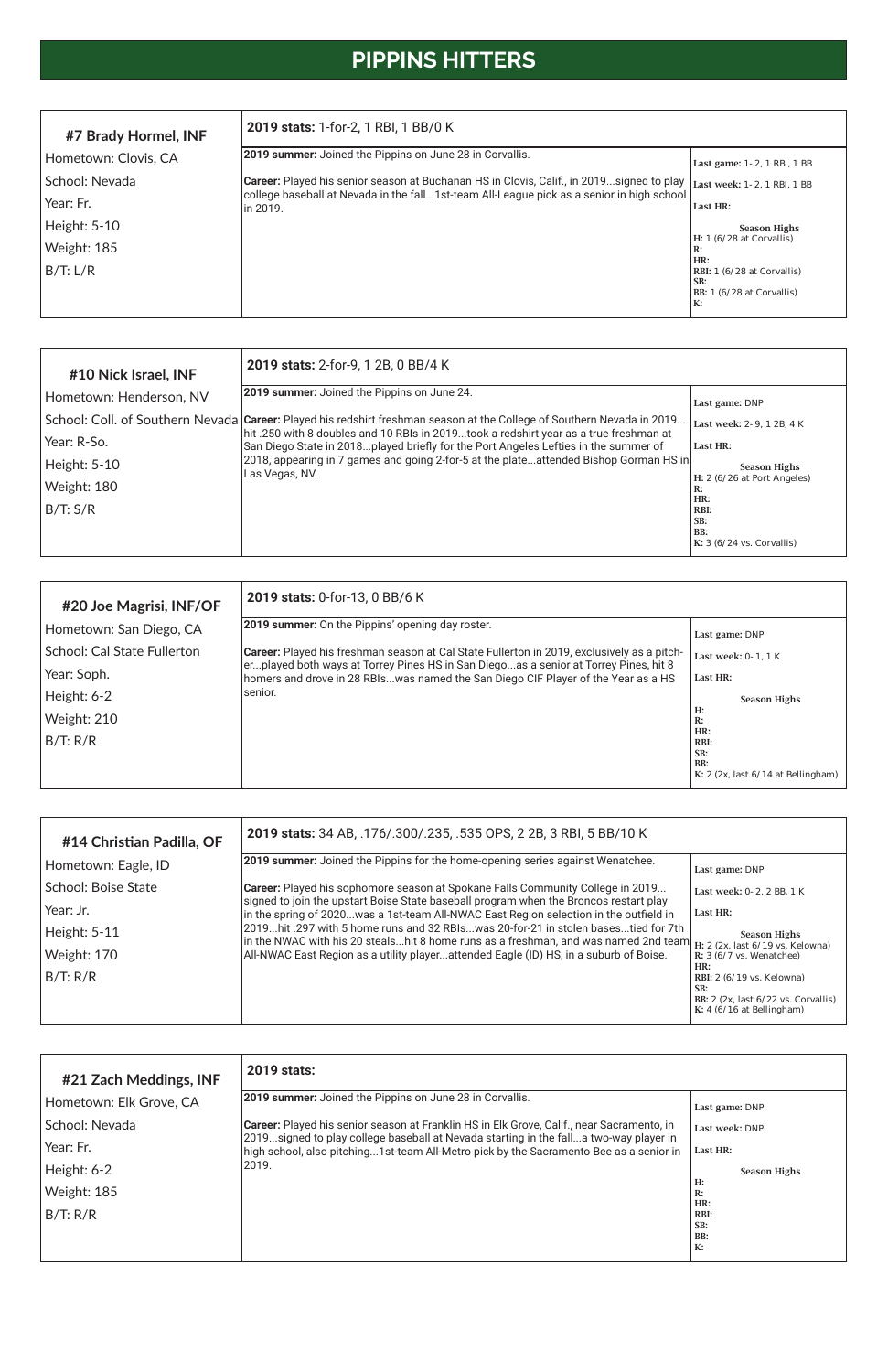# PIPPINS HITTERS

### #7 Brady Hormel, INF

Hometown: Clovis, CA
School: Nevada
Year: Fr.
Height: 5-10
Weight: 185
B/T: L/R

**2019 stats:** 1-for-2, 1 RBI, 1 BB/0 K

**2019 summer:** Joined the Pippins on June 28 in Corvallis.

**Career:** Played his senior season at Buchanan HS in Clovis, Calif., in 2019...signed to play college baseball at Nevada in the fall...1st-team All-League pick as a senior in high school in 2019.

**Last game:** 1-2, 1 RBI, 1 BB
**Last week:** 1-2, 1 RBI, 1 BB
**Last HR:**

**Season Highs**
**H:** 1 (6/28 at Corvallis)
**R:**
**HR:**
**RBI:** 1 (6/28 at Corvallis)
**SB:**
**BB:** 1 (6/28 at Corvallis)
**K:**

### #10 Nick Israel, INF

Hometown: Henderson, NV
School: Coll. of Southern Nevada
Year: R-So.
Height: 5-10
Weight: 180
B/T: S/R

**2019 stats:** 2-for-9, 1 2B, 0 BB/4 K

**2019 summer:** Joined the Pippins on June 24.

**Career:** Played his redshirt freshman season at the College of Southern Nevada in 2019...hit .250 with 8 doubles and 10 RBIs in 2019...took a redshirt year as a true freshman at San Diego State in 2018...played briefly for the Port Angeles Lefties in the summer of 2018, appearing in 7 games and going 2-for-5 at the plate...attended Bishop Gorman HS in Las Vegas, NV.

**Last game:** DNP
**Last week:** 2-9, 1 2B, 4 K
**Last HR:**

**Season Highs**
**H:** 2 (6/26 at Port Angeles)
**R:**
**HR:**
**RBI:**
**SB:**
**BB:**
**K:** 3 (6/24 vs. Corvallis)

### #20 Joe Magrisi, INF/OF

Hometown: San Diego, CA
School: Cal State Fullerton
Year: Soph.
Height: 6-2
Weight: 210
B/T: R/R

**2019 stats:** 0-for-13, 0 BB/6 K

**2019 summer:** On the Pippins' opening day roster.

**Career:** Played his freshman season at Cal State Fullerton in 2019, exclusively as a pitcher...played both ways at Torrey Pines HS in San Diego...as a senior at Torrey Pines, hit 8 homers and drove in 28 RBIs...was named the San Diego CIF Player of the Year as a HS senior.

**Last game:** DNP
**Last week:** 0-1, 1 K
**Last HR:**

**Season Highs**
**H:**
**R:**
**HR:**
**RBI:**
**SB:**
**BB:**
**K:** 2 (2x, last 6/14 at Bellingham)

### #14 Christian Padilla, OF

Hometown: Eagle, ID
School: Boise State
Year: Jr.
Height: 5-11
Weight: 170
B/T: R/R

**2019 stats:** 34 AB, .176/.300/.235, .535 OPS, 2 2B, 3 RBI, 5 BB/10 K

**2019 summer:** Joined the Pippins for the home-opening series against Wenatchee.

**Career:** Played his sophomore season at Spokane Falls Community College in 2019...signed to join the upstart Boise State baseball program when the Broncos restart play in the spring of 2020...was a 1st-team All-NWAC East Region selection in the outfield in 2019...hit .297 with 5 home runs and 32 RBIs...was 20-for-21 in stolen bases...tied for 7th in the NWAC with his 20 steals...hit 8 home runs as a freshman, and was named 2nd team All-NWAC East Region as a utility player...attended Eagle (ID) HS, in a suburb of Boise.

**Last game:** DNP
**Last week:** 0-2, 2 BB, 1 K
**Last HR:**

**Season Highs**
**H:** 2 (2x, last 6/19 vs. Kelowna)
**R:** 3 (6/7 vs. Wenatchee)
**HR:**
**RBI:** 2 (6/19 vs. Kelowna)
**SB:**
**BB:** 2 (2x, last 6/22 vs. Corvallis)
**K:** 4 (6/16 at Bellingham)

### #21 Zach Meddings, INF

Hometown: Elk Grove, CA
School: Nevada
Year: Fr.
Height: 6-2
Weight: 185
B/T: R/R

**2019 stats:**

**2019 summer:** Joined the Pippins on June 28 in Corvallis.

**Career:** Played his senior season at Franklin HS in Elk Grove, Calif., near Sacramento, in 2019...signed to play college baseball at Nevada starting in the fall...a two-way player in high school, also pitching...1st-team All-Metro pick by the Sacramento Bee as a senior in 2019.

**Last game:** DNP
**Last week:** DNP
**Last HR:**

**Season Highs**
**H:**
**R:**
**HR:**
**RBI:**
**SB:**
**BB:**
**K:**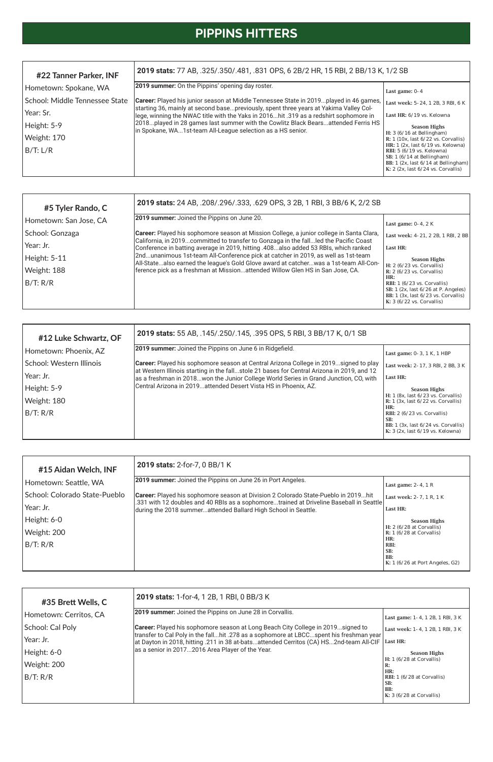# PIPPINS HITTERS

## #22 Tanner Parker, INF

Hometown: Spokane, WA
School: Middle Tennessee State
Year: Sr.
Height: 5-9
Weight: 170
B/T: L/R

**2019 stats:** 77 AB, .325/.350/.481, .831 OPS, 6 2B/2 HR, 15 RBI, 2 BB/13 K, 1/2 SB

**2019 summer:** On the Pippins' opening day roster.

**Career:** Played his junior season at Middle Tennessee State in 2019...played in 46 games, starting 36, mainly at second base...previously, spent three years at Yakima Valley College, winning the NWAC title with the Yaks in 2016...hit .319 as a redshirt sophomore in 2018...played in 28 games last summer with the Cowlitz Black Bears...attended Ferris HS in Spokane, WA...1st-team All-League selection as a HS senior.

**Last game:** 0-4
**Last week:** 5-24, 1 2B, 3 RBI, 6 K
**Last HR:** 6/19 vs. Kelowna

**Season Highs**
**H:** 3 (6/16 at Bellingham)
**R:** 1 (10x, last 6/22 vs. Corvallis)
**HR:** 1 (2x, last 6/19 vs. Kelowna)
**RBI:** 5 (6/19 vs. Kelowna)
**SB:** 1 (6/14 at Bellingham)
**BB:** 1 (2x, last 6/14 at Bellingham)
**K:** 2 (2x, last 6/24 vs. Corvallis)

## #5 Tyler Rando, C

Hometown: San Jose, CA
School: Gonzaga
Year: Jr.
Height: 5-11
Weight: 188
B/T: R/R

**2019 stats:** 24 AB, .208/.296/.333, .629 OPS, 3 2B, 1 RBI, 3 BB/6 K, 2/2 SB

**2019 summer:** Joined the Pippins on June 20.

**Career:** Played his sophomore season at Mission College, a junior college in Santa Clara, California, in 2019...committed to transfer to Gonzaga in the fall...led the Pacific Coast Conference in batting average in 2019, hitting .408...also added 53 RBIs, which ranked 2nd...unanimous 1st-team All-Conference pick at catcher in 2019, as well as 1st-team All-State...also earned the league's Gold Glove award at catcher...was a 1st-team All-Conference pick as a freshman at Mission...attended Willow Glen HS in San Jose, CA.

**Last game:** 0-4, 2 K
**Last week:** 4-21, 2 2B, 1 RBI, 2 BB
**Last HR:**

**Season Highs**
**H:** 2 (6/23 vs. Corvallis)
**R:** 2 (6/23 vs. Corvallis)
**HR:**
**RBI:** 1 (6/23 vs. Corvallis)
**SB:** 1 (2x, last 6/26 at P. Angeles)
**BB:** 1 (3x, last 6/23 vs. Corvallis)
**K:** 3 (6/22 vs. Corvallis)

## #12 Luke Schwartz, OF

Hometown: Phoenix, AZ
School: Western Illinois
Year: Jr.
Height: 5-9
Weight: 180
B/T: R/R

**2019 stats:** 55 AB, .145/.250/.145, .395 OPS, 5 RBI, 3 BB/17 K, 0/1 SB

**2019 summer:** Joined the Pippins on June 6 in Ridgefield.

**Career:** Played his sophomore season at Central Arizona College in 2019...signed to play at Western Illinois starting in the fall...stole 21 bases for Central Arizona in 2019, and 12 as a freshman in 2018...won the Junior College World Series in Grand Junction, CO, with Central Arizona in 2019...attended Desert Vista HS in Phoenix, AZ.

**Last game:** 0-3, 1 K, 1 HBP
**Last week:** 2-17, 3 RBI, 2 BB, 3 K
**Last HR:**

**Season Highs**
**H:** 1 (8x, last 6/23 vs. Corvallis)
**R:** 1 (3x, last 6/22 vs. Corvallis)
**HR:**
**RBI:** 2 (6/23 vs. Corvallis)
**SB:**
**BB:** 1 (3x, last 6/24 vs. Corvallis)
**K:** 3 (2x, last 6/19 vs. Kelowna)

## #15 Aidan Welch, INF

Hometown: Seattle, WA
School: Colorado State-Pueblo
Year: Jr.
Height: 6-0
Weight: 200
B/T: R/R

**2019 stats:** 2-for-7, 0 BB/1 K

**2019 summer:** Joined the Pippins on June 26 in Port Angeles.

**Career:** Played his sophomore season at Division 2 Colorado State-Pueblo in 2019...hit .331 with 12 doubles and 40 RBIs as a sophomore...trained at Driveline Baseball in Seattle during the 2018 summer...attended Ballard High School in Seattle.

**Last game:** 2-4, 1 R
**Last week:** 2-7, 1 R, 1 K
**Last HR:**

**Season Highs**
**H:** 2 (6/28 at Corvallis)
**R:** 1 (6/28 at Corvallis)
**HR:**
**RBI:**
**SB:**
**BB:**
**K:** 1 (6/26 at Port Angeles, G2)

## #35 Brett Wells, C

Hometown: Cerritos, CA
School: Cal Poly
Year: Jr.
Height: 6-0
Weight: 200
B/T: R/R

**2019 stats:** 1-for-4, 1 2B, 1 RBI, 0 BB/3 K

**2019 summer:** Joined the Pippins on June 28 in Corvallis.

**Career:** Played his sophomore season at Long Beach City College in 2019...signed to transfer to Cal Poly in the fall...hit .278 as a sophomore at LBCC...spent his freshman year at Dayton in 2018, hitting .211 in 38 at-bats...attended Cerritos (CA) HS...2nd-team All-CIF as a senior in 2017...2016 Area Player of the Year.

**Last game:** 1-4, 1 2B, 1 RBI, 3 K
**Last week:** 1-4, 1 2B, 1 RBI, 3 K
**Last HR:**

**Season Highs**
**H:** 1 (6/28 at Corvallis)
**R:**
**HR:**
**RBI:** 1 (6/28 at Corvallis)
**SB:**
**BB:**
**K:** 3 (6/28 at Corvallis)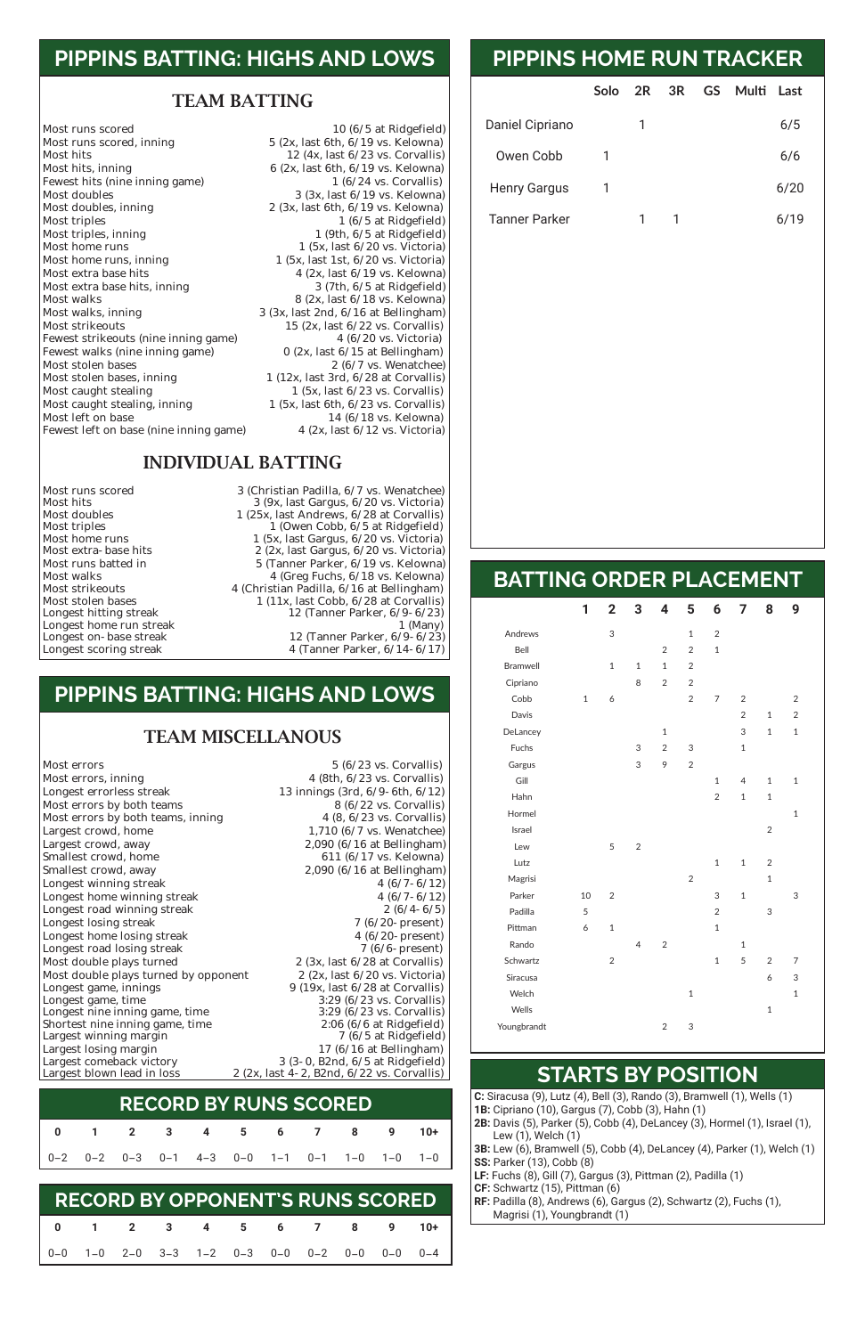# PIPPINS BATTING: HIGHS AND LOWS

## TEAM BATTING

| | |
|---|---|
| Most runs scored | 10 (6/5 at Ridgefield) |
| Most runs scored, inning | 5 (2x, last 6th, 6/19 vs. Kelowna) |
| Most hits | 12 (4x, last 6/23 vs. Corvallis) |
| Most hits, inning | 6 (2x, last 6th, 6/19 vs. Kelowna) |
| Fewest hits (nine inning game) | 1 (6/24 vs. Corvallis) |
| Most doubles | 3 (3x, last 6/19 vs. Kelowna) |
| Most doubles, inning | 2 (3x, last 6th, 6/19 vs. Kelowna) |
| Most triples | 1 (6/5 at Ridgefield) |
| Most triples, inning | 1 (9th, 6/5 at Ridgefield) |
| Most home runs | 1 (5x, last 6/20 vs. Victoria) |
| Most home runs, inning | 1 (5x, last 1st, 6/20 vs. Victoria) |
| Most extra base hits | 4 (2x, last 6/19 vs. Kelowna) |
| Most extra base hits, inning | 3 (7th, 6/5 at Ridgefield) |
| Most walks | 8 (2x, last 6/18 vs. Kelowna) |
| Most walks, inning | 3 (3x, last 2nd, 6/16 at Bellingham) |
| Most strikeouts | 15 (2x, last 6/22 vs. Corvallis) |
| Fewest strikeouts (nine inning game) | 4 (6/20 vs. Victoria) |
| Fewest walks (nine inning game) | 0 (2x, last 6/15 at Bellingham) |
| Most stolen bases | 2 (6/7 vs. Wenatchee) |
| Most stolen bases, inning | 1 (12x, last 3rd, 6/28 at Corvallis) |
| Most caught stealing | 1 (5x, last 6/23 vs. Corvallis) |
| Most caught stealing, inning | 1 (5x, last 6th, 6/23 vs. Corvallis) |
| Most left on base | 14 (6/18 vs. Kelowna) |
| Fewest left on base (nine inning game) | 4 (2x, last 6/12 vs. Victoria) |

## INDIVIDUAL BATTING

| | |
|---|---|
| Most runs scored | 3 (Christian Padilla, 6/7 vs. Wenatchee) |
| Most hits | 3 (9x, last Gargus, 6/20 vs. Victoria) |
| Most doubles | 1 (25x, last Andrews, 6/28 at Corvallis) |
| Most triples | 1 (Owen Cobb, 6/5 at Ridgefield) |
| Most home runs | 1 (5x, last Gargus, 6/20 vs. Victoria) |
| Most extra- base hits | 2 (2x, last Gargus, 6/20 vs. Victoria) |
| Most runs batted in | 5 (Tanner Parker, 6/19 vs. Kelowna) |
| Most walks | 4 (Greg Fuchs, 6/18 vs. Kelowna) |
| Most strikeouts | 4 (Christian Padilla, 6/16 at Bellingham) |
| Most stolen bases | 1 (11x, last Cobb, 6/28 at Corvallis) |
| Longest hitting streak | 12 (Tanner Parker, 6/9- 6/23) |
| Longest home run streak | 1 (Many) |
| Longest on- base streak | 12 (Tanner Parker, 6/9- 6/23) |
| Longest scoring streak | 4 (Tanner Parker, 6/14- 6/17) |

# PIPPINS BATTING: HIGHS AND LOWS

## TEAM MISCELLANOUS

| | |
|---|---|
| Most errors | 5 (6/23 vs. Corvallis) |
| Most errors, inning | 4 (8th, 6/23 vs. Corvallis) |
| Longest errorless streak | 13 innings (3rd, 6/9- 6th, 6/12) |
| Most errors by both teams | 8 (6/22 vs. Corvallis) |
| Most errors by both teams, inning | 4 (8, 6/23 vs. Corvallis) |
| Largest crowd, home | 1,710 (6/7 vs. Wenatchee) |
| Largest crowd, away | 2,090 (6/16 at Bellingham) |
| Smallest crowd, home | 611 (6/17 vs. Kelowna) |
| Smallest crowd, away | 2,090 (6/16 at Bellingham) |
| Longest winning streak | 4 (6/7- 6/12) |
| Longest home winning streak | 4 (6/7- 6/12) |
| Longest road winning streak | 2 (6/4- 6/5) |
| Longest losing streak | 7 (6/20- present) |
| Longest home losing streak | 4 (6/20- present) |
| Longest road losing streak | 7 (6/6- present) |
| Most double plays turned | 2 (3x, last 6/28 at Corvallis) |
| Most double plays turned by opponent | 2 (2x, last 6/20 vs. Victoria) |
| Longest game, innings | 9 (19x, last 6/28 at Corvallis) |
| Longest game, time | 3:29 (6/23 vs. Corvallis) |
| Longest nine inning game, time | 3:29 (6/23 vs. Corvallis) |
| Shortest nine inning game, time | 2:06 (6/6 at Ridgefield) |
| Largest winning margin | 7 (6/5 at Ridgefield) |
| Largest losing margin | 17 (6/16 at Bellingham) |
| Largest comeback victory | 3 (3- 0, B2nd, 6/5 at Ridgefield) |
| Largest blown lead in loss | 2 (2x, last 4- 2, B2nd, 6/22 vs. Corvallis) |

## RECORD BY RUNS SCORED

| 0 | 1 | 2 | 3 | 4 | 5 | 6 | 7 | 8 | 9 | 10+ |
|---|---|---|---|---|---|---|---|---|---|---|
| 0–2 | 0–2 | 0–3 | 0–1 | 4–3 | 0–0 | 1–1 | 0–1 | 1–0 | 1–0 | 1–0 |

## RECORD BY OPPONENT'S RUNS SCORED

| 0 | 1 | 2 | 3 | 4 | 5 | 6 | 7 | 8 | 9 | 10+ |
|---|---|---|---|---|---|---|---|---|---|---|
| 0–0 | 1–0 | 2–0 | 3–3 | 1–2 | 0–3 | 0–0 | 0–2 | 0–0 | 0–0 | 0–4 |

# PIPPINS HOME RUN TRACKER

| | Solo | 2R | 3R | GS | Multi | Last |
|---|---|---|---|---|---|---|
| Daniel Cipriano | | 1 | | | | 6/5 |
| Owen Cobb | 1 | | | | | 6/6 |
| Henry Gargus | 1 | | | | | 6/20 |
| Tanner Parker | | 1 | 1 | | | 6/19 |

# BATTING ORDER PLACEMENT

| | 1 | 2 | 3 | 4 | 5 | 6 | 7 | 8 | 9 |
|---|---|---|---|---|---|---|---|---|---|
| Andrews | | 3 | | | 1 | 2 | | | |
| Bell | | | | 2 | 2 | 1 | | | |
| Bramwell | | 1 | 1 | 1 | 2 | | | | |
| Cipriano | | | 8 | 2 | 2 | | | | |
| Cobb | 1 | 6 | | | 2 | 7 | 2 | | 2 |
| Davis | | | | | | | 2 | 1 | 2 |
| DeLancey | | | | 1 | | | 3 | 1 | 1 |
| Fuchs | | | 3 | 2 | 3 | | 1 | | |
| Gargus | | | 3 | 9 | 2 | | | | |
| Gill | | | | | | 1 | 4 | 1 | 1 |
| Hahn | | | | | | 2 | 1 | 1 | |
| Hormel | | | | | | | | | 1 |
| Israel | | | | | | | | 2 | |
| Lew | | 5 | 2 | | | | | | |
| Lutz | | | | | | 1 | 1 | 2 | |
| Magrisi | | | | | 2 | | | 1 | |
| Parker | 10 | 2 | | | | 3 | 1 | | 3 |
| Padilla | 5 | | | | | 2 | | 3 | |
| Pittman | 6 | 1 | | | | 1 | | | |
| Rando | | | 4 | 2 | | | 1 | | |
| Schwartz | | 2 | | | | 1 | 5 | 2 | 7 |
| Siracusa | | | | | | | | 6 | 3 |
| Welch | | | | | 1 | | | | 1 |
| Wells | | | | | | | | 1 | |
| Youngbrandt | | | | 2 | 3 | | | | |

# STARTS BY POSITION

**C:** Siracusa (9), Lutz (4), Bell (3), Rando (3), Bramwell (1), Wells (1)
**1B:** Cipriano (10), Gargus (7), Cobb (3), Hahn (1)
**2B:** Davis (5), Parker (5), Cobb (4), DeLancey (3), Hormel (1), Israel (1), Lew (1), Welch (1)
**3B:** Lew (6), Bramwell (5), Cobb (4), DeLancey (4), Parker (1), Welch (1)
**SS:** Parker (13), Cobb (8)
**LF:** Fuchs (8), Gill (7), Gargus (3), Pittman (2), Padilla (1)
**CF:** Schwartz (15), Pittman (6)
**RF:** Padilla (8), Andrews (6), Gargus (2), Schwartz (2), Fuchs (1), Magrisi (1), Youngbrandt (1)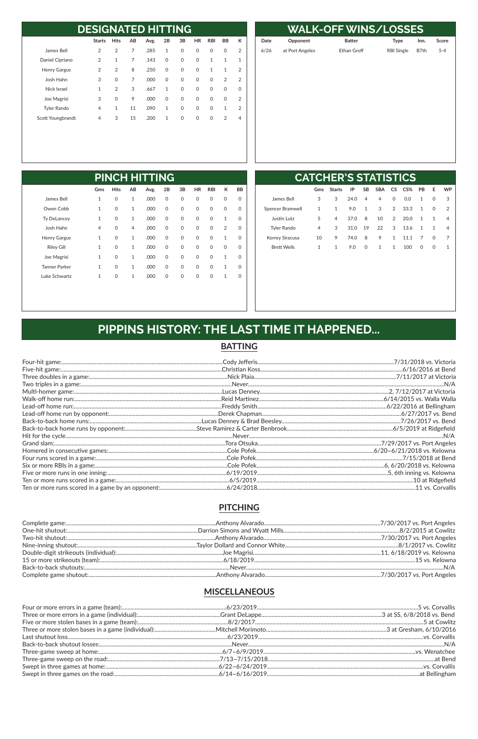## DESIGNATED HITTING

| | Starts | Hits | AB | Avg. | 2B | 3B | HR | RBI | BB | K |
|---|---|---|---|---|---|---|---|---|---|---|
| James Bell | 2 | 2 | 7 | .285 | 1 | 0 | 0 | 0 | 0 | 2 |
| Daniel Cipriano | 2 | 1 | 7 | .143 | 0 | 0 | 0 | 1 | 1 | 1 |
| Henry Gargus | 2 | 2 | 8 | .250 | 0 | 0 | 0 | 1 | 1 | 2 |
| Josh Hahn | 3 | 0 | 7 | .000 | 0 | 0 | 0 | 0 | 2 | 2 |
| Nick Israel | 1 | 2 | 3 | .667 | 1 | 0 | 0 | 0 | 0 | 0 |
| Joe Magrisi | 3 | 0 | 9 | .000 | 0 | 0 | 0 | 0 | 0 | 2 |
| Tyler Rando | 4 | 1 | 11 | .090 | 1 | 0 | 0 | 0 | 1 | 2 |
| Scott Youngbrandt | 4 | 3 | 15 | .200 | 1 | 0 | 0 | 0 | 2 | 4 |

## WALK-OFF WINS/LOSSES

| Date | Opponent | Batter | Type | Inn. | Score |
|---|---|---|---|---|---|
| 6/26 | at Port Angeles | Ethan Groff | RBI Single | B7th | 5-4 |

## PINCH HITTING

| | Gms | Hits | AB | Avg. | 2B | 3B | HR | RBI | K | BB |
|---|---|---|---|---|---|---|---|---|---|---|
| James Bell | 1 | 0 | 1 | .000 | 0 | 0 | 0 | 0 | 0 | 0 |
| Owen Cobb | 1 | 0 | 1 | .000 | 0 | 0 | 0 | 0 | 0 | 0 |
| Ty DeLancey | 1 | 0 | 1 | .000 | 0 | 0 | 0 | 0 | 1 | 0 |
| Josh Hahn | 4 | 0 | 4 | .000 | 0 | 0 | 0 | 0 | 2 | 0 |
| Henry Gargus | 1 | 0 | 1 | .000 | 0 | 0 | 0 | 0 | 1 | 0 |
| Riley Gill | 1 | 0 | 1 | .000 | 0 | 0 | 0 | 0 | 0 | 0 |
| Joe Magrisi | 1 | 0 | 1 | .000 | 0 | 0 | 0 | 0 | 1 | 0 |
| Tanner Parker | 1 | 0 | 1 | .000 | 0 | 0 | 0 | 0 | 1 | 0 |
| Luke Schwartz | 1 | 0 | 1 | .000 | 0 | 0 | 0 | 0 | 1 | 0 |

## CATCHER'S STATISTICS

| | Gms | Starts | IP | SB | SBA | CS | CS% | PB | E | WP |
|---|---|---|---|---|---|---|---|---|---|---|
| James Bell | 3 | 3 | 24.0 | 4 | 4 | 0 | 0.0 | 1 | 0 | 3 |
| Spencer Bramwell | 1 | 1 | 9.0 | 1 | 3 | 2 | 33.3 | 1 | 0 | 2 |
| Justin Lutz | 5 | 4 | 37.0 | 8 | 10 | 2 | 20.0 | 1 | 1 | 4 |
| Tyler Rando | 4 | 3 | 31.0 | 19 | 22 | 3 | 13.6 | 1 | 1 | 4 |
| Korrey Siracusa | 10 | 9 | 74.0 | 8 | 9 | 1 | 11.1 | 7 | 0 | 7 |
| Brett Wells | 1 | 1 | 9.0 | 0 | 1 | 1 | 100 | 0 | 0 | 1 |

# PIPPINS HISTORY: THE LAST TIME IT HAPPENED...

## BATTING

Four-hit game: Cody Jefferis — 7/31/2018 vs. Victoria
Five-hit game: Christian Koss — 6/16/2016 at Bend
Three doubles in a game: Nick Plaia — 7/11/2017 at Victoria
Two triples in a game: Never — N/A
Multi-homer game: Lucas Denney — 2, 7/12/2017 at Victoria
Walk-off home run: Reid Martinez — 6/14/2015 vs. Walla Walla
Lead-off home run: Freddy Smith — 6/22/2016 at Bellingham
Lead-off home run by opponent: Derek Chapman — 6/27/2017 vs. Bend
Back-to-back home runs: Lucas Denney & Brad Beesley — 7/26/2017 vs. Bend
Back-to-back home runs by opponent: Steve Ramirez & Carter Benbrook — 6/5/2019 at Ridgefield
Hit for the cycle: Never — N/A
Grand slam: Tora Otsuka — 7/29/2017 vs. Port Angeles
Homered in consecutive games: Cole Pofek — 6/20–6/21/2018 vs. Kelowna
Four runs scored in a game: Cole Pofek — 7/15/2018 at Bend
Six or more RBIs in a game: Cole Pofek — 6, 6/20/2018 vs. Kelowna
Five or more runs in one inning: 6/19/2019 — 5, 6th inning vs. Kelowna
Ten or more runs scored in a game: 6/5/2019 — 10 at Ridgefield
Ten or more runs scored in a game by an opponent: 6/24/2018 — 11 vs. Corvallis

## PITCHING

Complete game: Anthony Alvarado — 7/30/2017 vs. Port Angeles
One-hit shutout: Darrion Simons and Wyatt Mills — 8/2/2015 at Cowlitz
Two-hit shutout: Anthony Alvarado — 7/30/2017 vs. Port Angeles
Nine-inning shutout: Taylor Dollard and Connor White — 8/1/2017 vs. Cowlitz
Double-digit strikeouts (individual): Joe Magrisi — 11, 6/18/2019 vs. Kelowna
15 or more strikeouts (team): 6/18/2019 — 15 vs. Kelowna
Back-to-back shutouts: Never — N/A
Complete game shutout: Anthony Alvarado — 7/30/2017 vs. Port Angeles

## MISCELLANEOUS

Four or more errors in a game (team): 6/23/2019 — 5 vs. Corvallis
Three or more errors in a game (individual): Grant DeLappe — 3 at SS, 6/8/2018 vs. Bend
Five or more stolen bases in a game (team): 8/2/2017 — 5 at Cowlitz
Three or more stolen bases in a game (individual): Mitchell Morimoto — 3 at Gresham, 6/10/2016
Last shutout loss: 6/23/2019 — vs. Corvallis
Back-to-back shutout losses: Never — N/A
Three-game sweep at home: 6/7–6/9/2019 — vs. Wenatchee
Three-game sweep on the road: 7/13–7/15/2018 — at Bend
Swept in three games at home: 6/22–6/24/2019 — vs. Corvallis
Swept in three games on the road: 6/14–6/16/2019 — at Bellingham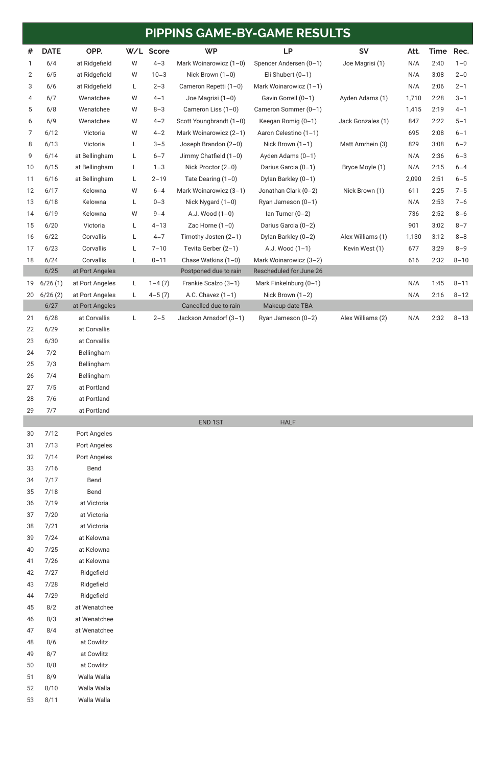## PIPPINS GAME-BY-GAME RESULTS

| # | DATE | OPP. | W/L | Score | WP | LP | SV | Att. | Time | Rec. |
|---|---|---|---|---|---|---|---|---|---|---|
| 1 | 6/4 | at Ridgefield | W | 4–3 | Mark Woinarowicz (1–0) | Spencer Andersen (0–1) | Joe Magrisi (1) | N/A | 2:40 | 1–0 |
| 2 | 6/5 | at Ridgefield | W | 10–3 | Nick Brown (1–0) | Eli Shubert (0–1) | | N/A | 3:08 | 2–0 |
| 3 | 6/6 | at Ridgefield | L | 2–3 | Cameron Repetti (1–0) | Mark Woinarowicz (1–1) | | N/A | 2:06 | 2–1 |
| 4 | 6/7 | Wenatchee | W | 4–1 | Joe Magrisi (1–0) | Gavin Gorrell (0–1) | Ayden Adams (1) | 1,710 | 2:28 | 3–1 |
| 5 | 6/8 | Wenatchee | W | 8–3 | Cameron Liss (1–0) | Cameron Sommer (0–1) | | 1,415 | 2:19 | 4–1 |
| 6 | 6/9 | Wenatchee | W | 4–2 | Scott Youngbrandt (1–0) | Keegan Romig (0–1) | Jack Gonzales (1) | 847 | 2:22 | 5–1 |
| 7 | 6/12 | Victoria | W | 4–2 | Mark Woinarowicz (2–1) | Aaron Celestino (1–1) | | 695 | 2:08 | 6–1 |
| 8 | 6/13 | Victoria | L | 3–5 | Joseph Brandon (2–0) | Nick Brown (1–1) | Matt Amrhein (3) | 829 | 3:08 | 6–2 |
| 9 | 6/14 | at Bellingham | L | 6–7 | Jimmy Chatfield (1–0) | Ayden Adams (0–1) | | N/A | 2:36 | 6–3 |
| 10 | 6/15 | at Bellingham | L | 1–3 | Nick Proctor (2–0) | Darius Garcia (0–1) | Bryce Moyle (1) | N/A | 2:15 | 6–4 |
| 11 | 6/16 | at Bellingham | L | 2–19 | Tate Dearing (1–0) | Dylan Barkley (0–1) | | 2,090 | 2:51 | 6–5 |
| 12 | 6/17 | Kelowna | W | 6–4 | Mark Woinarowicz (3–1) | Jonathan Clark (0–2) | Nick Brown (1) | 611 | 2:25 | 7–5 |
| 13 | 6/18 | Kelowna | L | 0–3 | Nick Nygard (1–0) | Ryan Jameson (0–1) | | N/A | 2:53 | 7–6 |
| 14 | 6/19 | Kelowna | W | 9–4 | A.J. Wood (1–0) | Ian Turner (0–2) | | 736 | 2:52 | 8–6 |
| 15 | 6/20 | Victoria | L | 4–13 | Zac Horne (1–0) | Darius Garcia (0–2) | | 901 | 3:02 | 8–7 |
| 16 | 6/22 | Corvallis | L | 4–7 | Timothy Josten (2–1) | Dylan Barkley (0–2) | Alex Williams (1) | 1,130 | 3:12 | 8–8 |
| 17 | 6/23 | Corvallis | L | 7–10 | Tevita Gerber (2–1) | A.J. Wood (1–1) | Kevin West (1) | 677 | 3:29 | 8–9 |
| 18 | 6/24 | Corvallis | L | 0–11 | Chase Watkins (1–0) | Mark Woinarowicz (3–2) | | 616 | 2:32 | 8–10 |
| | 6/25 | at Port Angeles | | | Postponed due to rain | Rescheduled for June 26 | | | | |
| 19 | 6/26 (1) | at Port Angeles | L | 1–4 (7) | Frankie Scalzo (3–1) | Mark Finkelnburg (0–1) | | N/A | 1:45 | 8–11 |
| 20 | 6/26 (2) | at Port Angeles | L | 4–5 (7) | A.C. Chavez (1–1) | Nick Brown (1–2) | | N/A | 2:16 | 8–12 |
| | 6/27 | at Port Angeles | | | Cancelled due to rain | Makeup date TBA | | | | |
| 21 | 6/28 | at Corvallis | L | 2–5 | Jackson Arnsdorf (3–1) | Ryan Jameson (0–2) | Alex Williams (2) | N/A | 2:32 | 8–13 |
| 22 | 6/29 | at Corvallis | | | | | | | | |
| 23 | 6/30 | at Corvallis | | | | | | | | |
| 24 | 7/2 | Bellingham | | | | | | | | |
| 25 | 7/3 | Bellingham | | | | | | | | |
| 26 | 7/4 | Bellingham | | | | | | | | |
| 27 | 7/5 | at Portland | | | | | | | | |
| 28 | 7/6 | at Portland | | | | | | | | |
| 29 | 7/7 | at Portland | | | | | | | | |
| | | | | | END 1ST | HALF | | | | |
| 30 | 7/12 | Port Angeles | | | | | | | | |
| 31 | 7/13 | Port Angeles | | | | | | | | |
| 32 | 7/14 | Port Angeles | | | | | | | | |
| 33 | 7/16 | Bend | | | | | | | | |
| 34 | 7/17 | Bend | | | | | | | | |
| 35 | 7/18 | Bend | | | | | | | | |
| 36 | 7/19 | at Victoria | | | | | | | | |
| 37 | 7/20 | at Victoria | | | | | | | | |
| 38 | 7/21 | at Victoria | | | | | | | | |
| 39 | 7/24 | at Kelowna | | | | | | | | |
| 40 | 7/25 | at Kelowna | | | | | | | | |
| 41 | 7/26 | at Kelowna | | | | | | | | |
| 42 | 7/27 | Ridgefield | | | | | | | | |
| 43 | 7/28 | Ridgefield | | | | | | | | |
| 44 | 7/29 | Ridgefield | | | | | | | | |
| 45 | 8/2 | at Wenatchee | | | | | | | | |
| 46 | 8/3 | at Wenatchee | | | | | | | | |
| 47 | 8/4 | at Wenatchee | | | | | | | | |
| 48 | 8/6 | at Cowlitz | | | | | | | | |
| 49 | 8/7 | at Cowlitz | | | | | | | | |
| 50 | 8/8 | at Cowlitz | | | | | | | | |
| 51 | 8/9 | Walla Walla | | | | | | | | |
| 52 | 8/10 | Walla Walla | | | | | | | | |
| 53 | 8/11 | Walla Walla | | | | | | | | |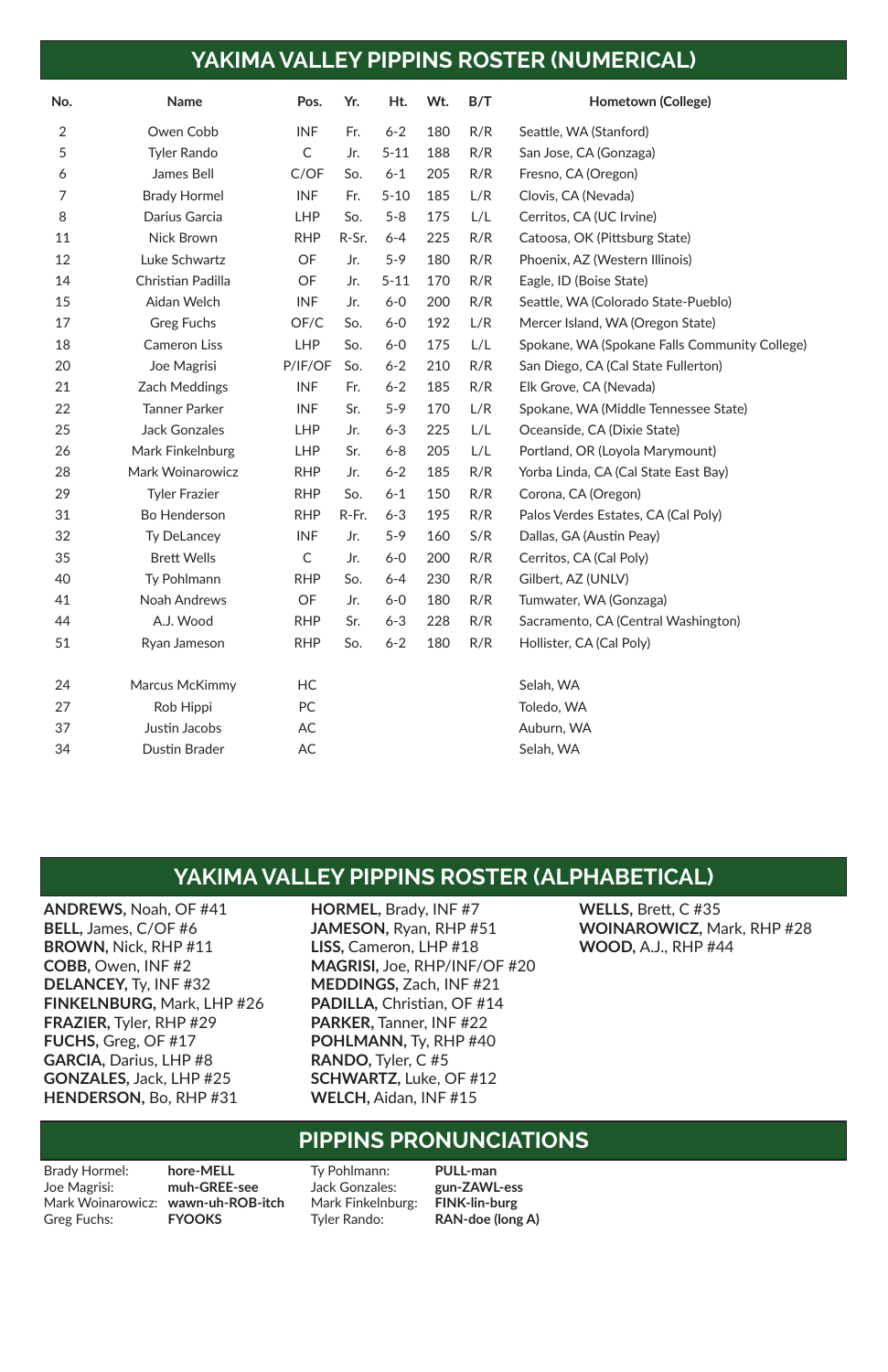## YAKIMA VALLEY PIPPINS ROSTER (NUMERICAL)

| No. | Name | Pos. | Yr. | Ht. | Wt. | B/T | Hometown (College) |
|---|---|---|---|---|---|---|---|
| 2 | Owen Cobb | INF | Fr. | 6-2 | 180 | R/R | Seattle, WA (Stanford) |
| 5 | Tyler Rando | C | Jr. | 5-11 | 188 | R/R | San Jose, CA (Gonzaga) |
| 6 | James Bell | C/OF | So. | 6-1 | 205 | R/R | Fresno, CA (Oregon) |
| 7 | Brady Hormel | INF | Fr. | 5-10 | 185 | L/R | Clovis, CA (Nevada) |
| 8 | Darius Garcia | LHP | So. | 5-8 | 175 | L/L | Cerritos, CA (UC Irvine) |
| 11 | Nick Brown | RHP | R-Sr. | 6-4 | 225 | R/R | Catoosa, OK (Pittsburg State) |
| 12 | Luke Schwartz | OF | Jr. | 5-9 | 180 | R/R | Phoenix, AZ (Western Illinois) |
| 14 | Christian Padilla | OF | Jr. | 5-11 | 170 | R/R | Eagle, ID (Boise State) |
| 15 | Aidan Welch | INF | Jr. | 6-0 | 200 | R/R | Seattle, WA (Colorado State-Pueblo) |
| 17 | Greg Fuchs | OF/C | So. | 6-0 | 192 | L/R | Mercer Island, WA (Oregon State) |
| 18 | Cameron Liss | LHP | So. | 6-0 | 175 | L/L | Spokane, WA (Spokane Falls Community College) |
| 20 | Joe Magrisi | P/IF/OF | So. | 6-2 | 210 | R/R | San Diego, CA (Cal State Fullerton) |
| 21 | Zach Meddings | INF | Fr. | 6-2 | 185 | R/R | Elk Grove, CA (Nevada) |
| 22 | Tanner Parker | INF | Sr. | 5-9 | 170 | L/R | Spokane, WA (Middle Tennessee State) |
| 25 | Jack Gonzales | LHP | Jr. | 6-3 | 225 | L/L | Oceanside, CA (Dixie State) |
| 26 | Mark Finkelnburg | LHP | Sr. | 6-8 | 205 | L/L | Portland, OR (Loyola Marymount) |
| 28 | Mark Woinarowicz | RHP | Jr. | 6-2 | 185 | R/R | Yorba Linda, CA (Cal State East Bay) |
| 29 | Tyler Frazier | RHP | So. | 6-1 | 150 | R/R | Corona, CA (Oregon) |
| 31 | Bo Henderson | RHP | R-Fr. | 6-3 | 195 | R/R | Palos Verdes Estates, CA (Cal Poly) |
| 32 | Ty DeLancey | INF | Jr. | 5-9 | 160 | S/R | Dallas, GA (Austin Peay) |
| 35 | Brett Wells | C | Jr. | 6-0 | 200 | R/R | Cerritos, CA (Cal Poly) |
| 40 | Ty Pohlmann | RHP | So. | 6-4 | 230 | R/R | Gilbert, AZ (UNLV) |
| 41 | Noah Andrews | OF | Jr. | 6-0 | 180 | R/R | Tumwater, WA (Gonzaga) |
| 44 | A.J. Wood | RHP | Sr. | 6-3 | 228 | R/R | Sacramento, CA (Central Washington) |
| 51 | Ryan Jameson | RHP | So. | 6-2 | 180 | R/R | Hollister, CA (Cal Poly) |
| 24 | Marcus McKimmy | HC | | | | | Selah, WA |
| 27 | Rob Hippi | PC | | | | | Toledo, WA |
| 37 | Justin Jacobs | AC | | | | | Auburn, WA |
| 34 | Dustin Brader | AC | | | | | Selah, WA |

## YAKIMA VALLEY PIPPINS ROSTER (ALPHABETICAL)

**ANDREWS,** Noah, OF #41
**BELL,** James, C/OF #6
**BROWN,** Nick, RHP #11
**COBB,** Owen, INF #2
**DELANCEY,** Ty, INF #32
**FINKELNBURG,** Mark, LHP #26
**FRAZIER,** Tyler, RHP #29
**FUCHS,** Greg, OF #17
**GARCIA,** Darius, LHP #8
**GONZALES,** Jack, LHP #25
**HENDERSON,** Bo, RHP #31
**HORMEL,** Brady, INF #7
**JAMESON,** Ryan, RHP #51
**LISS,** Cameron, LHP #18
**MAGRISI,** Joe, RHP/INF/OF #20
**MEDDINGS,** Zach, INF #21
**PADILLA,** Christian, OF #14
**PARKER,** Tanner, INF #22
**POHLMANN,** Ty, RHP #40
**RANDO,** Tyler, C #5
**SCHWARTZ,** Luke, OF #12
**WELCH,** Aidan, INF #15
**WELLS,** Brett, C #35
**WOINAROWICZ,** Mark, RHP #28
**WOOD,** A.J., RHP #44

## PIPPINS PRONUNCIATIONS

| | |
|---|---|
| Brady Hormel: | **hore-MELL** |
| Joe Magrisi: | **muh-GREE-see** |
| Mark Woinarowicz: | **wawn-uh-ROB-itch** |
| Greg Fuchs: | **FYOOKS** |
| Ty Pohlmann: | **PULL-man** |
| Jack Gonzales: | **gun-ZAWL-ess** |
| Mark Finkelnburg: | **FINK-lin-burg** |
| Tyler Rando: | **RAN-doe (long A)** |